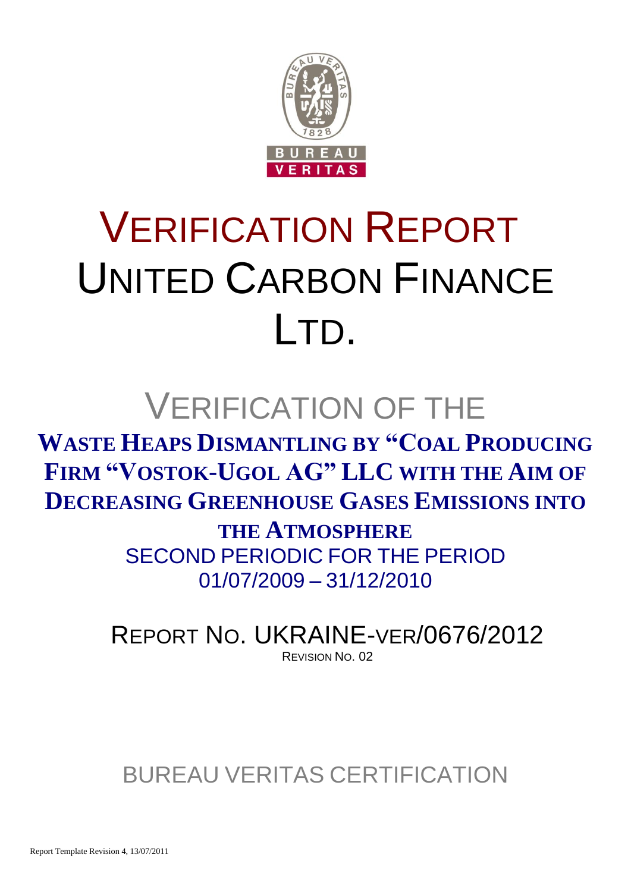# VERIFICATION REPORT
# UNITED CARBON FINANCE LTD.

## VERIFICATION OF THE

**WASTE HEAPS DISMANTLING BY "COAL PRODUCING FIRM "VOSTOK-UGOL AG" LLC WITH THE AIM OF DECREASING GREENHOUSE GASES EMISSIONS INTO THE ATMOSPHERE**

SECOND PERIODIC FOR THE PERIOD 01/07/2009 – 31/12/2010

REPORT NO. UKRAINE-VER/0676/2012

REVISION NO. 02

BUREAU VERITAS CERTIFICATION

Report Template Revision 4, 13/07/2011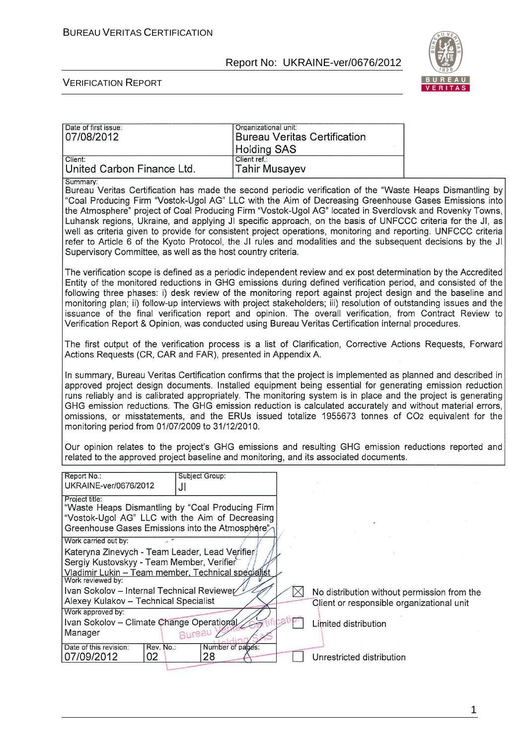| Date of first issue: 07/08/2012 | Organizational unit: Bureau Veritas Certification Holding SAS |
|---|---|
| Client: United Carbon Finance Ltd. | Client ref.: Tahir Musayev |

Summary:

Bureau Veritas Certification has made the second periodic verification of the "Waste Heaps Dismantling by "Coal Producing Firm "Vostok-Ugol AG" LLC with the Aim of Decreasing Greenhouse Gases Emissions into the Atmosphere" project of Coal Producing Firm "Vostok-Ugol AG" located in Sverdlovsk and Rovenky Towns, Luhansk regions, Ukraine, and applying JI specific approach, on the basis of UNFCCC criteria for the JI, as well as criteria given to provide for consistent project operations, monitoring and reporting. UNFCCC criteria refer to Article 6 of the Kyoto Protocol, the JI rules and modalities and the subsequent decisions by the JI Supervisory Committee, as well as the host country criteria.

The verification scope is defined as a periodic independent review and ex post determination by the Accredited Entity of the monitored reductions in GHG emissions during defined verification period, and consisted of the following three phases: i) desk review of the monitoring report against project design and the baseline and monitoring plan; ii) follow-up interviews with project stakeholders; iii) resolution of outstanding issues and the issuance of the final verification report and opinion. The overall verification, from Contract Review to Verification Report & Opinion, was conducted using Bureau Veritas Certification internal procedures.

The first output of the verification process is a list of Clarification, Corrective Actions Requests, Forward Actions Requests (CR, CAR and FAR), presented in Appendix A.

In summary, Bureau Veritas Certification confirms that the project is implemented as planned and described in approved project design documents. Installed equipment being essential for generating emission reduction runs reliably and is calibrated appropriately. The monitoring system is in place and the project is generating GHG emission reductions. The GHG emission reduction is calculated accurately and without material errors, omissions, or misstatements, and the ERUs issued totalize 1955673 tonnes of $CO_2$ equivalent for the monitoring period from 01/07/2009 to 31/12/2010.

Our opinion relates to the project's GHG emissions and resulting GHG emission reductions reported and related to the approved project baseline and monitoring, and its associated documents.

| Report No.: UKRAINE-ver/0676/2012 | Subject Group: JI | |
|---|---|---|
| Project title: "Waste Heaps Dismantling by "Coal Producing Firm "Vostok-Ugol AG" LLC with the Aim of Decreasing Greenhouse Gases Emissions into the Atmosphere" | | |
| Work carried out by: Kateryna Zinevych - Team Leader, Lead Verifier; Sergiy Kustovskyy - Team Member, Verifier; Vladimir Lukin – Team member, Technical specialist | | |
| Work reviewed by: Ivan Sokolov – Internal Technical Reviewer; Alexey Kulakov – Technical Specialist | | |
| Work approved by: Ivan Sokolov – Climate Change Operational Manager | | |
| Date of this revision: 07/09/2012 | Rev. No.: 02 | Number of pages: 28 |

- [x] No distribution without permission from the Client or responsible organizational unit
- [ ] Limited distribution
- [ ] Unrestricted distribution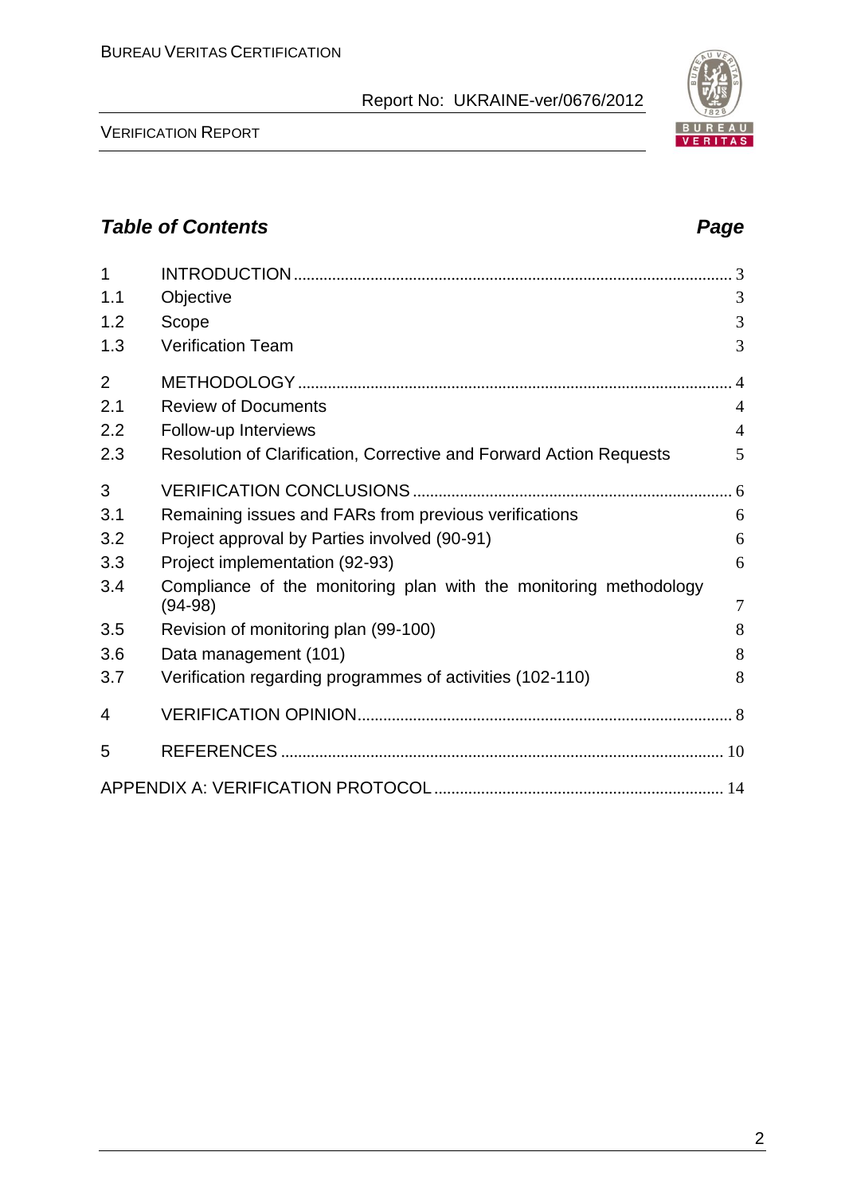## *Table of Contents* *Page*

| | | |
|---|---|---|
| 1 | INTRODUCTION | 3 |
| 1.1 | Objective | 3 |
| 1.2 | Scope | 3 |
| 1.3 | Verification Team | 3 |
| 2 | METHODOLOGY | 4 |
| 2.1 | Review of Documents | 4 |
| 2.2 | Follow-up Interviews | 4 |
| 2.3 | Resolution of Clarification, Corrective and Forward Action Requests | 5 |
| 3 | VERIFICATION CONCLUSIONS | 6 |
| 3.1 | Remaining issues and FARs from previous verifications | 6 |
| 3.2 | Project approval by Parties involved (90-91) | 6 |
| 3.3 | Project implementation (92-93) | 6 |
| 3.4 | Compliance of the monitoring plan with the monitoring methodology (94-98) | 7 |
| 3.5 | Revision of monitoring plan (99-100) | 8 |
| 3.6 | Data management (101) | 8 |
| 3.7 | Verification regarding programmes of activities (102-110) | 8 |
| 4 | VERIFICATION OPINION | 8 |
| 5 | REFERENCES | 10 |
| | APPENDIX A: VERIFICATION PROTOCOL | 14 |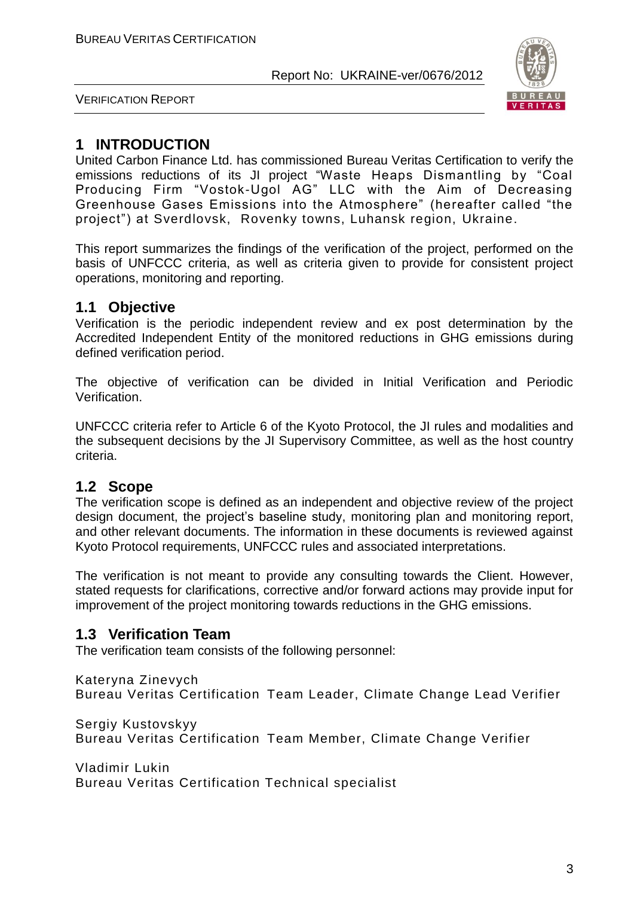# 1 INTRODUCTION

United Carbon Finance Ltd. has commissioned Bureau Veritas Certification to verify the emissions reductions of its JI project "Waste Heaps Dismantling by "Coal Producing Firm "Vostok-Ugol AG" LLC with the Aim of Decreasing Greenhouse Gases Emissions into the Atmosphere" (hereafter called "the project") at Sverdlovsk, Rovenky towns, Luhansk region, Ukraine.

This report summarizes the findings of the verification of the project, performed on the basis of UNFCCC criteria, as well as criteria given to provide for consistent project operations, monitoring and reporting.

## 1.1 Objective

Verification is the periodic independent review and ex post determination by the Accredited Independent Entity of the monitored reductions in GHG emissions during defined verification period.

The objective of verification can be divided in Initial Verification and Periodic Verification.

UNFCCC criteria refer to Article 6 of the Kyoto Protocol, the JI rules and modalities and the subsequent decisions by the JI Supervisory Committee, as well as the host country criteria.

## 1.2 Scope

The verification scope is defined as an independent and objective review of the project design document, the project's baseline study, monitoring plan and monitoring report, and other relevant documents. The information in these documents is reviewed against Kyoto Protocol requirements, UNFCCC rules and associated interpretations.

The verification is not meant to provide any consulting towards the Client. However, stated requests for clarifications, corrective and/or forward actions may provide input for improvement of the project monitoring towards reductions in the GHG emissions.

## 1.3 Verification Team

The verification team consists of the following personnel:

Kateryna Zinevych
Bureau Veritas Certification Team Leader, Climate Change Lead Verifier

Sergiy Kustovskyy
Bureau Veritas Certification Team Member, Climate Change Verifier

Vladimir Lukin
Bureau Veritas Certification Technical specialist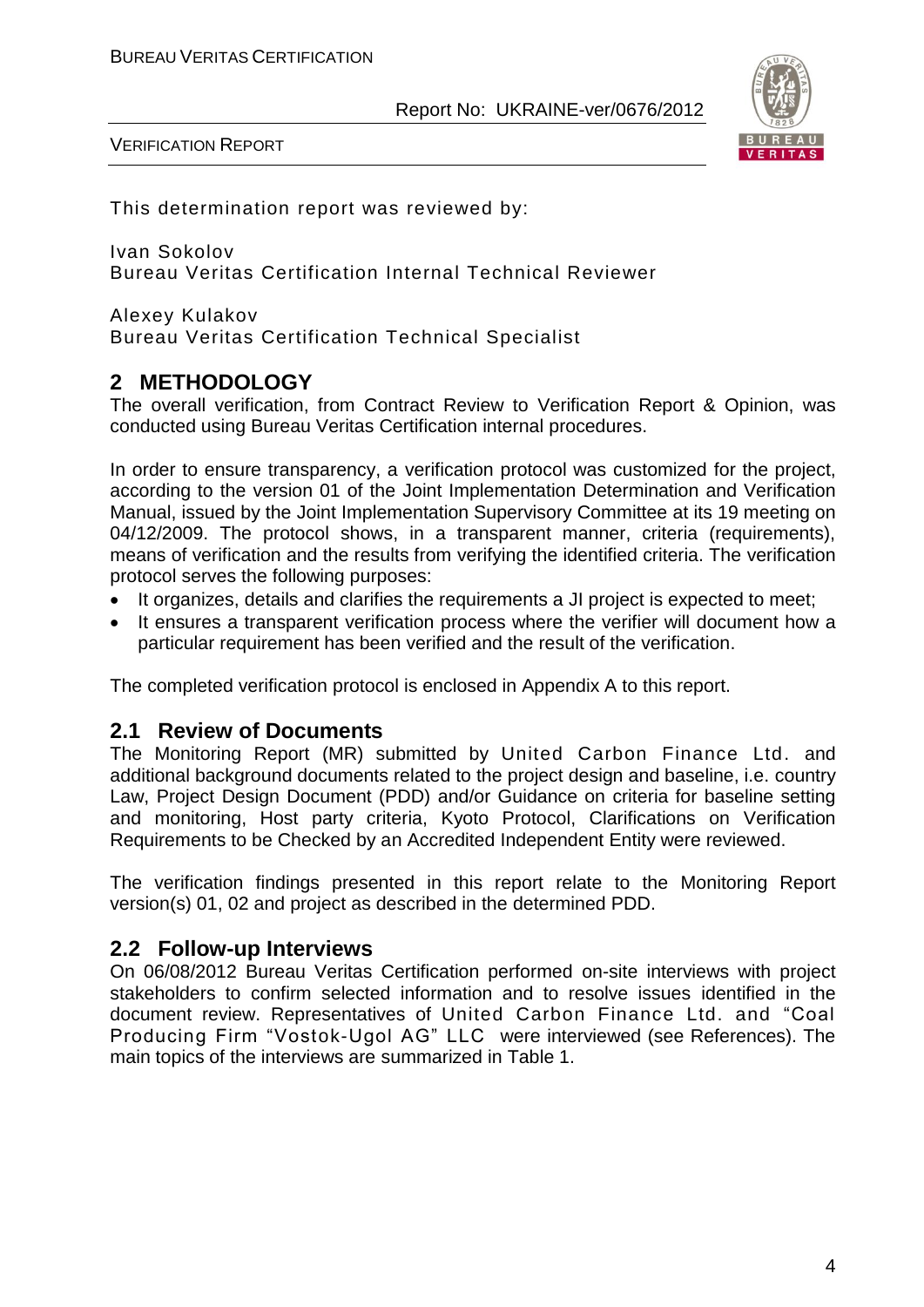This determination report was reviewed by:

Ivan Sokolov
Bureau Veritas Certification Internal Technical Reviewer

Alexey Kulakov
Bureau Veritas Certification Technical Specialist

## 2 METHODOLOGY

The overall verification, from Contract Review to Verification Report & Opinion, was conducted using Bureau Veritas Certification internal procedures.

In order to ensure transparency, a verification protocol was customized for the project, according to the version 01 of the Joint Implementation Determination and Verification Manual, issued by the Joint Implementation Supervisory Committee at its 19 meeting on 04/12/2009. The protocol shows, in a transparent manner, criteria (requirements), means of verification and the results from verifying the identified criteria. The verification protocol serves the following purposes:

- It organizes, details and clarifies the requirements a JI project is expected to meet;
- It ensures a transparent verification process where the verifier will document how a particular requirement has been verified and the result of the verification.

The completed verification protocol is enclosed in Appendix A to this report.

### 2.1 Review of Documents

The Monitoring Report (MR) submitted by United Carbon Finance Ltd. and additional background documents related to the project design and baseline, i.e. country Law, Project Design Document (PDD) and/or Guidance on criteria for baseline setting and monitoring, Host party criteria, Kyoto Protocol, Clarifications on Verification Requirements to be Checked by an Accredited Independent Entity were reviewed.

The verification findings presented in this report relate to the Monitoring Report version(s) 01, 02 and project as described in the determined PDD.

### 2.2 Follow-up Interviews

On 06/08/2012 Bureau Veritas Certification performed on-site interviews with project stakeholders to confirm selected information and to resolve issues identified in the document review. Representatives of United Carbon Finance Ltd. and "Coal Producing Firm "Vostok-Ugol AG" LLC were interviewed (see References). The main topics of the interviews are summarized in Table 1.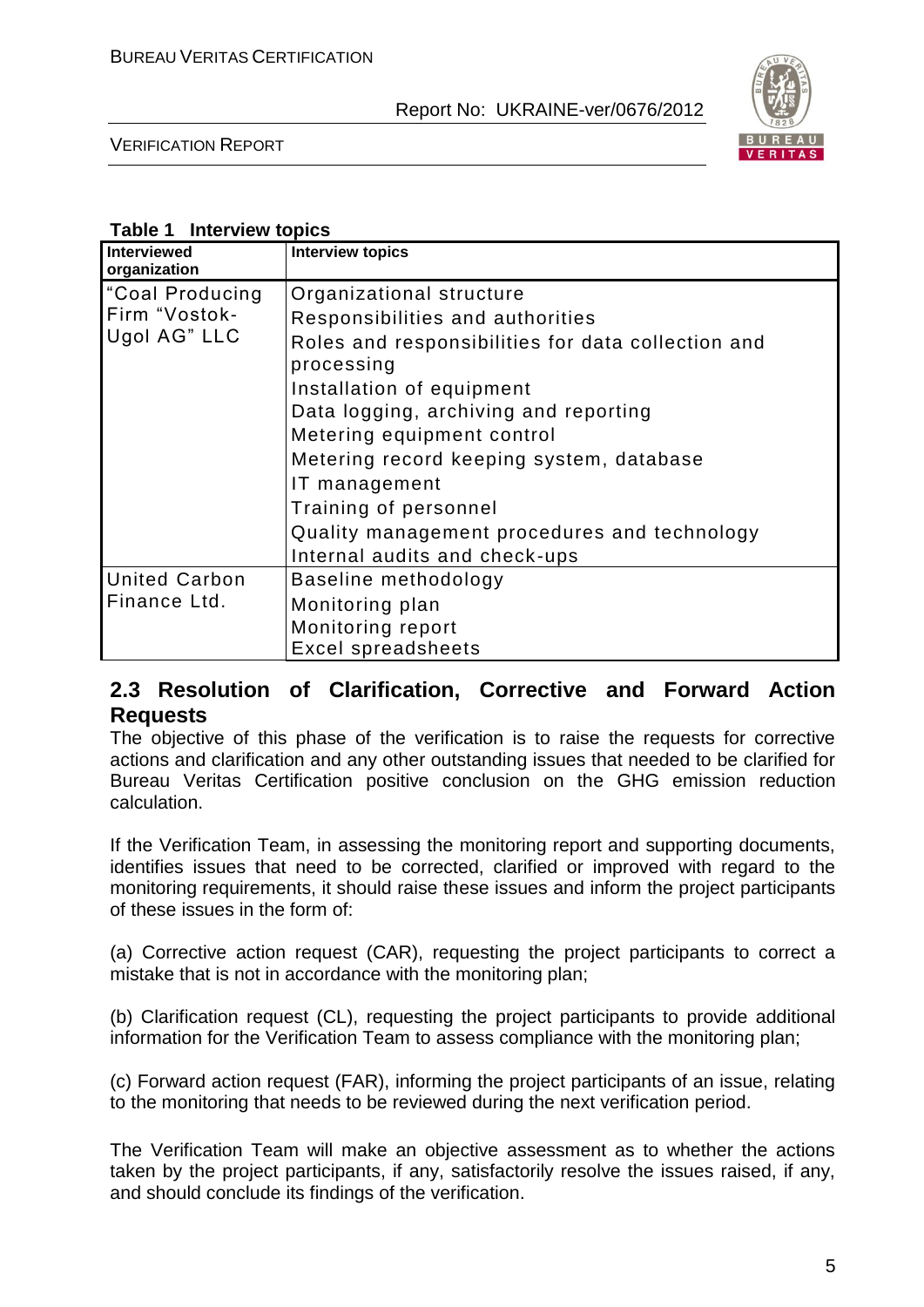**Table 1 Interview topics**

| Interviewed organization | Interview topics |
|---|---|
| "Coal Producing Firm "Vostok-Ugol AG" LLC | Organizational structure<br>Responsibilities and authorities<br>Roles and responsibilities for data collection and processing<br>Installation of equipment<br>Data logging, archiving and reporting<br>Metering equipment control<br>Metering record keeping system, database<br>IT management<br>Training of personnel<br>Quality management procedures and technology<br>Internal audits and check-ups |
| United Carbon Finance Ltd. | Baseline methodology<br>Monitoring plan<br>Monitoring report<br>Excel spreadsheets |

## 2.3 Resolution of Clarification, Corrective and Forward Action Requests

The objective of this phase of the verification is to raise the requests for corrective actions and clarification and any other outstanding issues that needed to be clarified for Bureau Veritas Certification positive conclusion on the GHG emission reduction calculation.

If the Verification Team, in assessing the monitoring report and supporting documents, identifies issues that need to be corrected, clarified or improved with regard to the monitoring requirements, it should raise these issues and inform the project participants of these issues in the form of:

(a) Corrective action request (CAR), requesting the project participants to correct a mistake that is not in accordance with the monitoring plan;

(b) Clarification request (CL), requesting the project participants to provide additional information for the Verification Team to assess compliance with the monitoring plan;

(c) Forward action request (FAR), informing the project participants of an issue, relating to the monitoring that needs to be reviewed during the next verification period.

The Verification Team will make an objective assessment as to whether the actions taken by the project participants, if any, satisfactorily resolve the issues raised, if any, and should conclude its findings of the verification.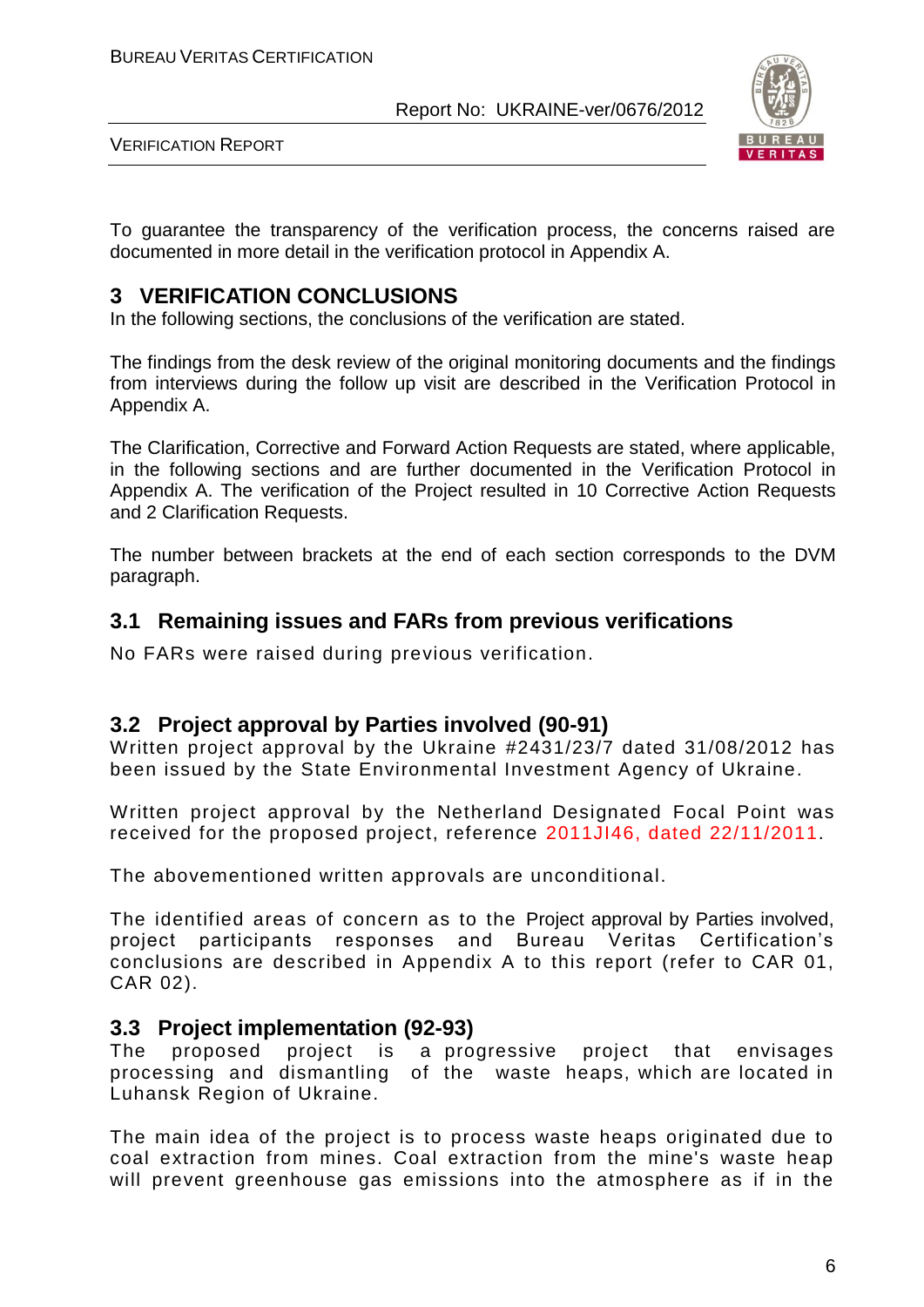To guarantee the transparency of the verification process, the concerns raised are documented in more detail in the verification protocol in Appendix A.

# 3 VERIFICATION CONCLUSIONS

In the following sections, the conclusions of the verification are stated.

The findings from the desk review of the original monitoring documents and the findings from interviews during the follow up visit are described in the Verification Protocol in Appendix A.

The Clarification, Corrective and Forward Action Requests are stated, where applicable, in the following sections and are further documented in the Verification Protocol in Appendix A. The verification of the Project resulted in 10 Corrective Action Requests and 2 Clarification Requests.

The number between brackets at the end of each section corresponds to the DVM paragraph.

## 3.1 Remaining issues and FARs from previous verifications

No FARs were raised during previous verification.

## 3.2 Project approval by Parties involved (90-91)

Written project approval by the Ukraine #2431/23/7 dated 31/08/2012 has been issued by the State Environmental Investment Agency of Ukraine.

Written project approval by the Netherland Designated Focal Point was received for the proposed project, reference 2011JI46, dated 22/11/2011.

The abovementioned written approvals are unconditional.

The identified areas of concern as to the Project approval by Parties involved, project participants responses and Bureau Veritas Certification's conclusions are described in Appendix A to this report (refer to CAR 01, CAR 02).

## 3.3 Project implementation (92-93)

The proposed project is a progressive project that envisages processing and dismantling of the waste heaps, which are located in Luhansk Region of Ukraine.

The main idea of the project is to process waste heaps originated due to coal extraction from mines. Coal extraction from the mine's waste heap will prevent greenhouse gas emissions into the atmosphere as if in the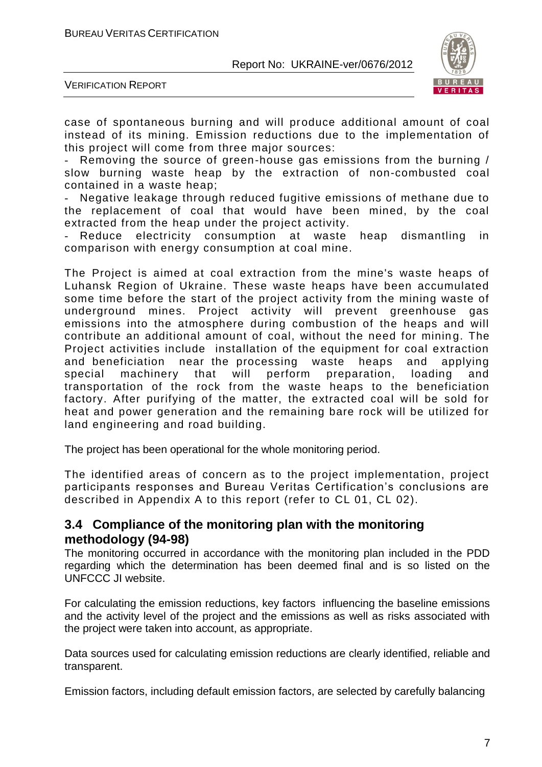case of spontaneous burning and will produce additional amount of coal instead of its mining. Emission reductions due to the implementation of this project will come from three major sources:

- Removing the source of green-house gas emissions from the burning / slow burning waste heap by the extraction of non-combusted coal contained in a waste heap;
- Negative leakage through reduced fugitive emissions of methane due to the replacement of coal that would have been mined, by the coal extracted from the heap under the project activity.
- Reduce electricity consumption at waste heap dismantling in comparison with energy consumption at coal mine.

The Project is aimed at coal extraction from the mine's waste heaps of Luhansk Region of Ukraine. These waste heaps have been accumulated some time before the start of the project activity from the mining waste of underground mines. Project activity will prevent greenhouse gas emissions into the atmosphere during combustion of the heaps and will contribute an additional amount of coal, without the need for mining. The Project activities include installation of the equipment for coal extraction and beneficiation near the processing waste heaps and applying special machinery that will perform preparation, loading and transportation of the rock from the waste heaps to the beneficiation factory. After purifying of the matter, the extracted coal will be sold for heat and power generation and the remaining bare rock will be utilized for land engineering and road building.

The project has been operational for the whole monitoring period.

The identified areas of concern as to the project implementation, project participants responses and Bureau Veritas Certification's conclusions are described in Appendix A to this report (refer to CL 01, CL 02).

## 3.4 Compliance of the monitoring plan with the monitoring methodology (94-98)

The monitoring occurred in accordance with the monitoring plan included in the PDD regarding which the determination has been deemed final and is so listed on the UNFCCC JI website.

For calculating the emission reductions, key factors influencing the baseline emissions and the activity level of the project and the emissions as well as risks associated with the project were taken into account, as appropriate.

Data sources used for calculating emission reductions are clearly identified, reliable and transparent.

Emission factors, including default emission factors, are selected by carefully balancing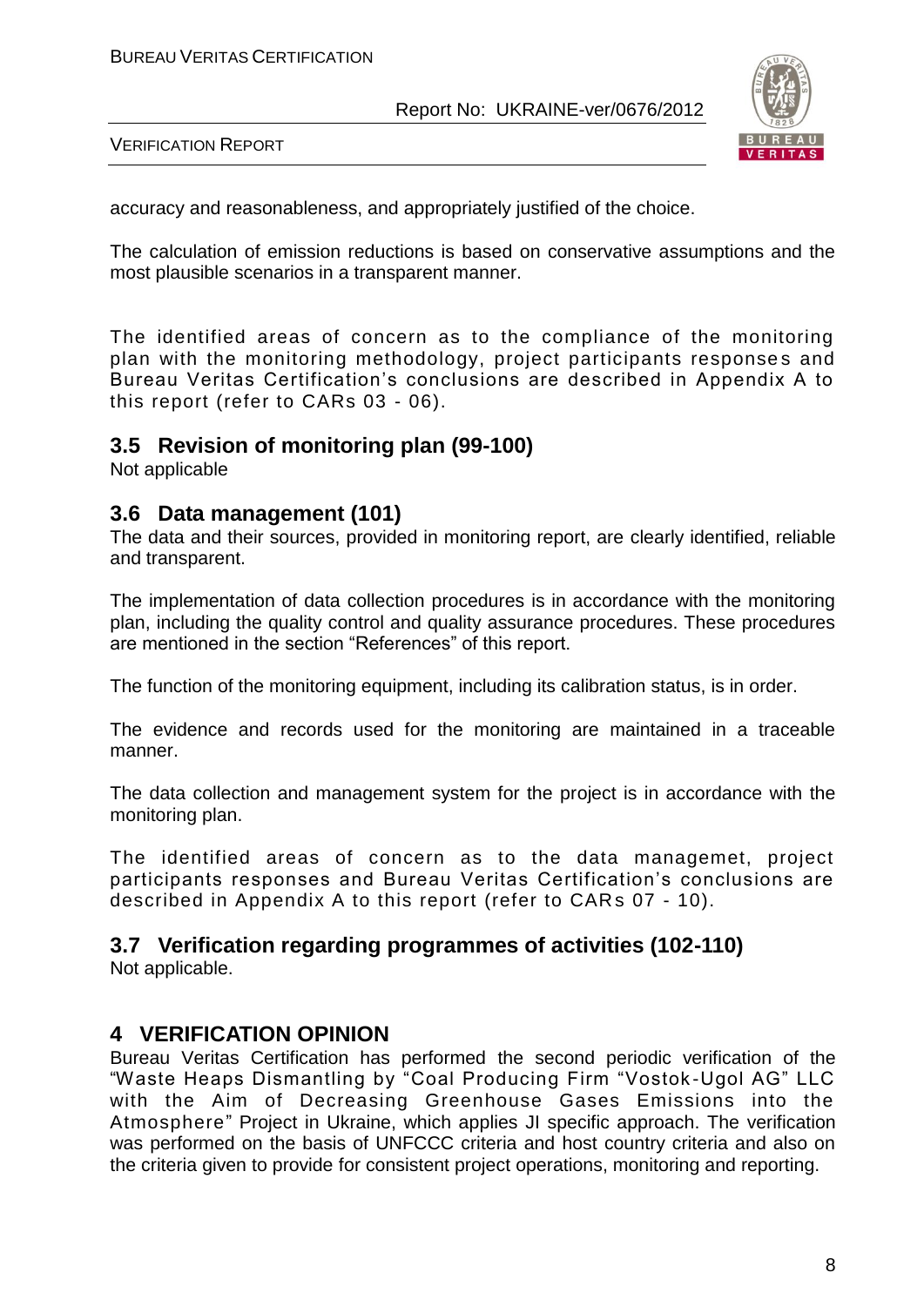accuracy and reasonableness, and appropriately justified of the choice.

The calculation of emission reductions is based on conservative assumptions and the most plausible scenarios in a transparent manner.

The identified areas of concern as to the compliance of the monitoring plan with the monitoring methodology, project participants responses and Bureau Veritas Certification's conclusions are described in Appendix A to this report (refer to CARs 03 - 06).

## 3.5 Revision of monitoring plan (99-100)

Not applicable

## 3.6 Data management (101)

The data and their sources, provided in monitoring report, are clearly identified, reliable and transparent.

The implementation of data collection procedures is in accordance with the monitoring plan, including the quality control and quality assurance procedures. These procedures are mentioned in the section "References" of this report.

The function of the monitoring equipment, including its calibration status, is in order.

The evidence and records used for the monitoring are maintained in a traceable manner.

The data collection and management system for the project is in accordance with the monitoring plan.

The identified areas of concern as to the data managemet, project participants responses and Bureau Veritas Certification's conclusions are described in Appendix A to this report (refer to CARs 07 - 10).

## 3.7 Verification regarding programmes of activities (102-110)

Not applicable.

# 4 VERIFICATION OPINION

Bureau Veritas Certification has performed the second periodic verification of the "Waste Heaps Dismantling by "Coal Producing Firm "Vostok-Ugol AG" LLC with the Aim of Decreasing Greenhouse Gases Emissions into the Atmosphere" Project in Ukraine, which applies JI specific approach. The verification was performed on the basis of UNFCCC criteria and host country criteria and also on the criteria given to provide for consistent project operations, monitoring and reporting.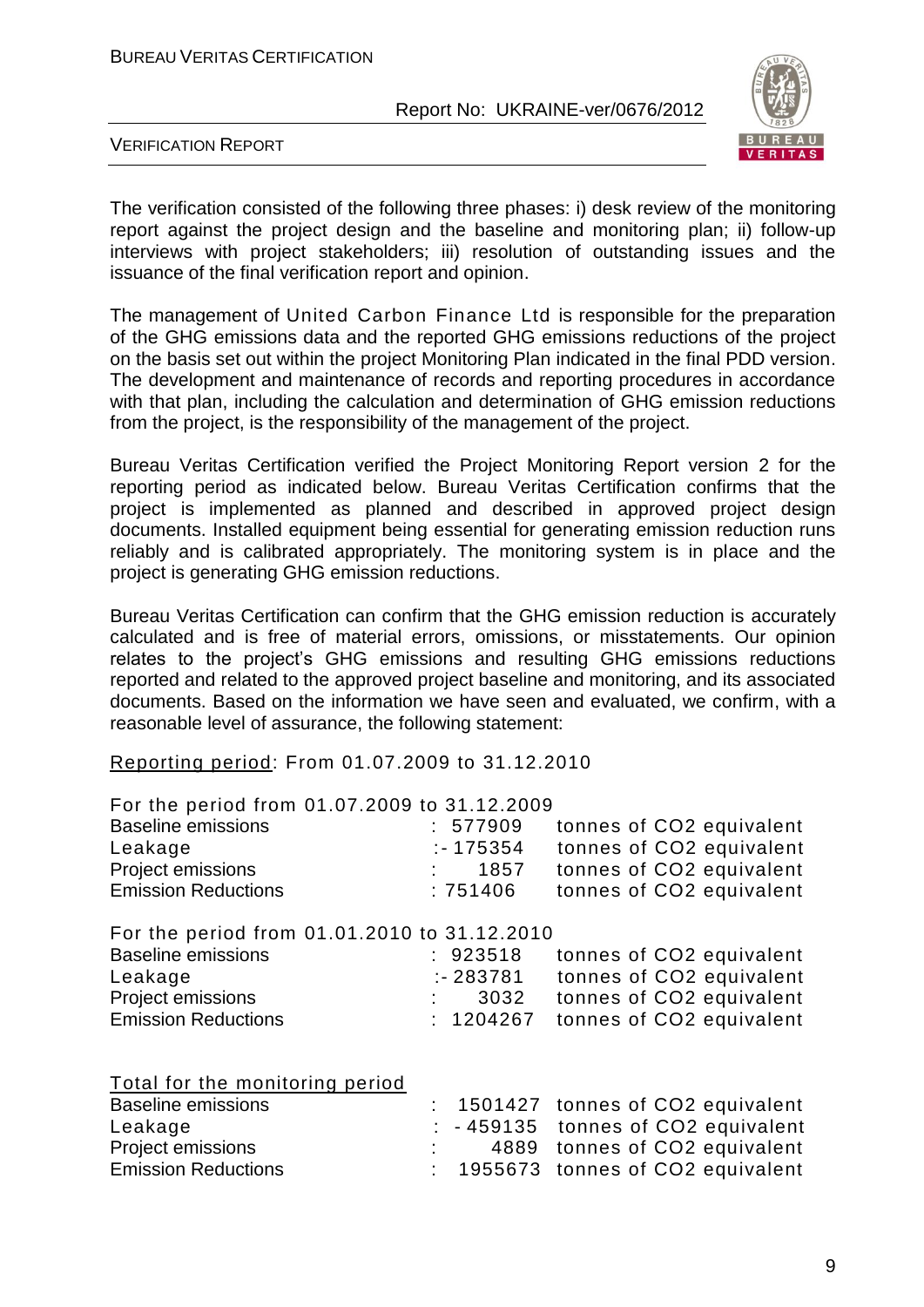The verification consisted of the following three phases: i) desk review of the monitoring report against the project design and the baseline and monitoring plan; ii) follow-up interviews with project stakeholders; iii) resolution of outstanding issues and the issuance of the final verification report and opinion.

The management of United Carbon Finance Ltd is responsible for the preparation of the GHG emissions data and the reported GHG emissions reductions of the project on the basis set out within the project Monitoring Plan indicated in the final PDD version. The development and maintenance of records and reporting procedures in accordance with that plan, including the calculation and determination of GHG emission reductions from the project, is the responsibility of the management of the project.

Bureau Veritas Certification verified the Project Monitoring Report version 2 for the reporting period as indicated below. Bureau Veritas Certification confirms that the project is implemented as planned and described in approved project design documents. Installed equipment being essential for generating emission reduction runs reliably and is calibrated appropriately. The monitoring system is in place and the project is generating GHG emission reductions.

Bureau Veritas Certification can confirm that the GHG emission reduction is accurately calculated and is free of material errors, omissions, or misstatements. Our opinion relates to the project's GHG emissions and resulting GHG emissions reductions reported and related to the approved project baseline and monitoring, and its associated documents. Based on the information we have seen and evaluated, we confirm, with a reasonable level of assurance, the following statement:

Reporting period: From 01.07.2009 to 31.12.2010

For the period from 01.07.2009 to 31.12.2009

| | | |
|---|---|---|
| Baseline emissions | : 577909 | tonnes of CO2 equivalent |
| Leakage | :- 175354 | tonnes of CO2 equivalent |
| Project emissions | : 1857 | tonnes of CO2 equivalent |
| Emission Reductions | : 751406 | tonnes of CO2 equivalent |

For the period from 01.01.2010 to 31.12.2010

| | | |
|---|---|---|
| Baseline emissions | : 923518 | tonnes of CO2 equivalent |
| Leakage | :- 283781 | tonnes of CO2 equivalent |
| Project emissions | : 3032 | tonnes of CO2 equivalent |
| Emission Reductions | : 1204267 | tonnes of CO2 equivalent |

Total for the monitoring period

| | | |
|---|---|---|
| Baseline emissions | : 1501427 | tonnes of CO2 equivalent |
| Leakage | : - 459135 | tonnes of CO2 equivalent |
| Project emissions | : 4889 | tonnes of CO2 equivalent |
| Emission Reductions | : 1955673 | tonnes of CO2 equivalent |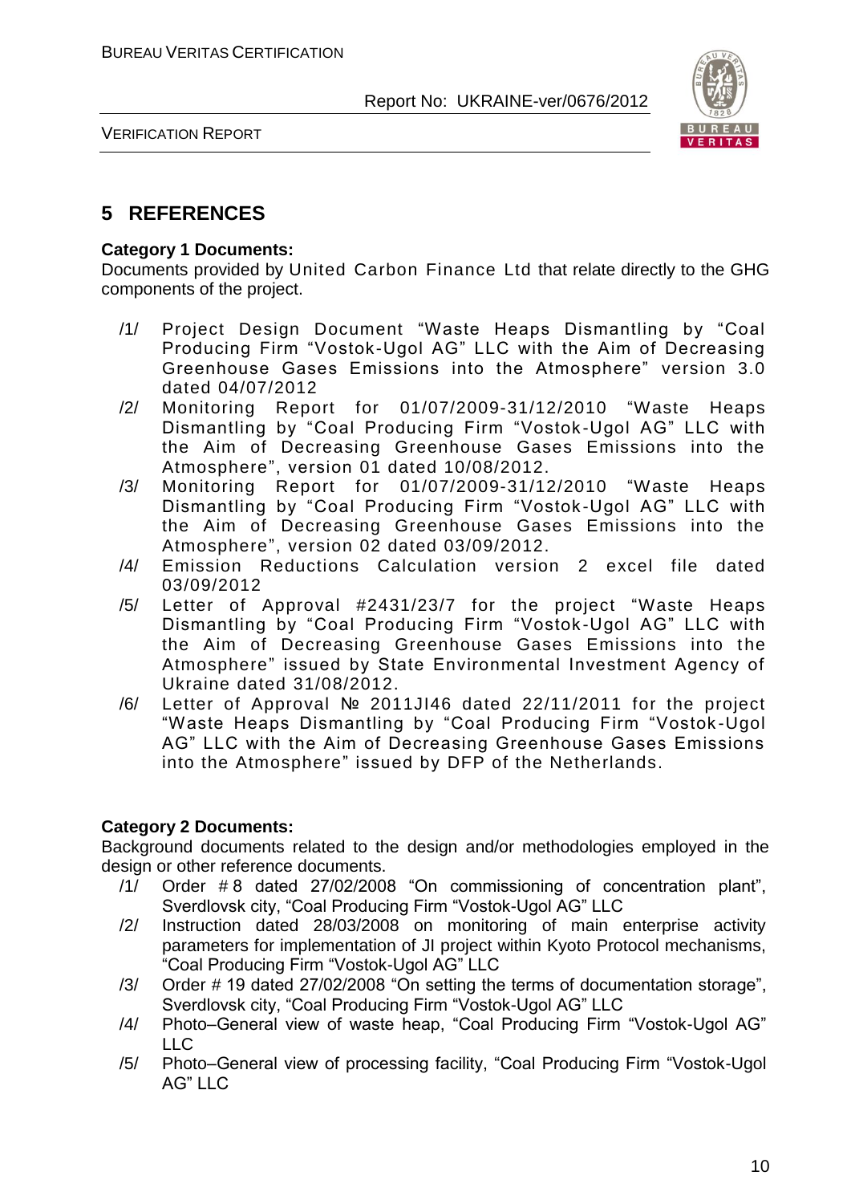## 5 REFERENCES

**Category 1 Documents:**

Documents provided by United Carbon Finance Ltd that relate directly to the GHG components of the project.

/1/ Project Design Document "Waste Heaps Dismantling by "Coal Producing Firm "Vostok-Ugol AG" LLC with the Aim of Decreasing Greenhouse Gases Emissions into the Atmosphere" version 3.0 dated 04/07/2012

/2/ Monitoring Report for 01/07/2009-31/12/2010 "Waste Heaps Dismantling by "Coal Producing Firm "Vostok-Ugol AG" LLC with the Aim of Decreasing Greenhouse Gases Emissions into the Atmosphere", version 01 dated 10/08/2012.

/3/ Monitoring Report for 01/07/2009-31/12/2010 "Waste Heaps Dismantling by "Coal Producing Firm "Vostok-Ugol AG" LLC with the Aim of Decreasing Greenhouse Gases Emissions into the Atmosphere", version 02 dated 03/09/2012.

/4/ Emission Reductions Calculation version 2 excel file dated 03/09/2012

/5/ Letter of Approval #2431/23/7 for the project "Waste Heaps Dismantling by "Coal Producing Firm "Vostok-Ugol AG" LLC with the Aim of Decreasing Greenhouse Gases Emissions into the Atmosphere" issued by State Environmental Investment Agency of Ukraine dated 31/08/2012.

/6/ Letter of Approval № 2011JI46 dated 22/11/2011 for the project "Waste Heaps Dismantling by "Coal Producing Firm "Vostok-Ugol AG" LLC with the Aim of Decreasing Greenhouse Gases Emissions into the Atmosphere" issued by DFP of the Netherlands.

**Category 2 Documents:**

Background documents related to the design and/or methodologies employed in the design or other reference documents.

/1/ Order # 8 dated 27/02/2008 "On commissioning of concentration plant", Sverdlovsk city, "Coal Producing Firm "Vostok-Ugol AG" LLC

/2/ Instruction dated 28/03/2008 on monitoring of main enterprise activity parameters for implementation of JI project within Kyoto Protocol mechanisms, "Coal Producing Firm "Vostok-Ugol AG" LLC

/3/ Order # 19 dated 27/02/2008 "On setting the terms of documentation storage", Sverdlovsk city, "Coal Producing Firm "Vostok-Ugol AG" LLC

/4/ Photo–General view of waste heap, "Coal Producing Firm "Vostok-Ugol AG" LLC

/5/ Photo–General view of processing facility, "Coal Producing Firm "Vostok-Ugol AG" LLC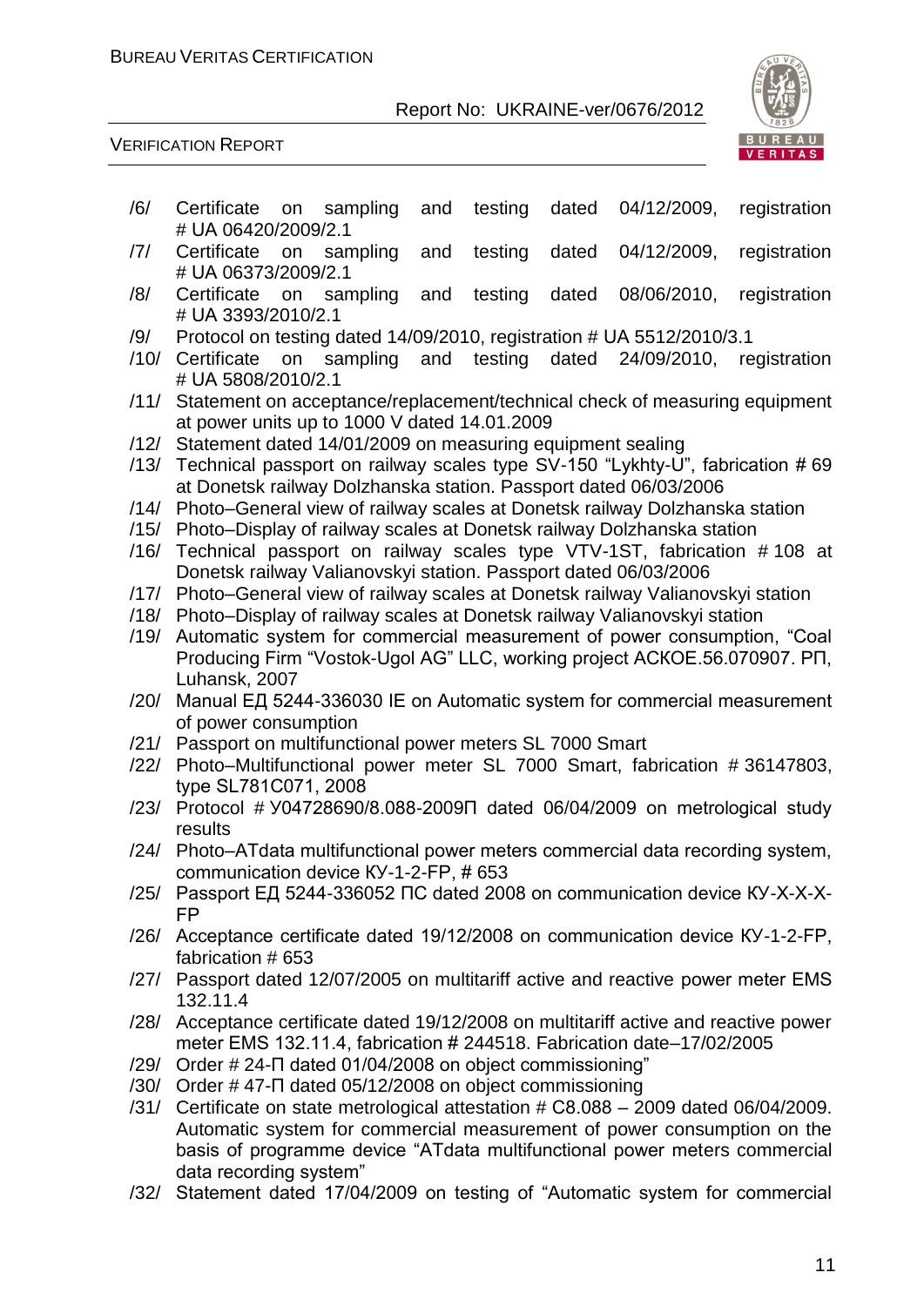/6/ Certificate on sampling and testing dated 04/12/2009, registration # UA 06420/2009/2.1

/7/ Certificate on sampling and testing dated 04/12/2009, registration # UA 06373/2009/2.1

/8/ Certificate on sampling and testing dated 08/06/2010, registration # UA 3393/2010/2.1

/9/ Protocol on testing dated 14/09/2010, registration # UA 5512/2010/3.1

/10/ Certificate on sampling and testing dated 24/09/2010, registration # UA 5808/2010/2.1

/11/ Statement on acceptance/replacement/technical check of measuring equipment at power units up to 1000 V dated 14.01.2009

/12/ Statement dated 14/01/2009 on measuring equipment sealing

/13/ Technical passport on railway scales type SV-150 "Lykhty-U", fabrication # 69 at Donetsk railway Dolzhanska station. Passport dated 06/03/2006

/14/ Photo–General view of railway scales at Donetsk railway Dolzhanska station

/15/ Photo–Display of railway scales at Donetsk railway Dolzhanska station

/16/ Technical passport on railway scales type VTV-1ST, fabrication # 108 at Donetsk railway Valianovskyi station. Passport dated 06/03/2006

/17/ Photo–General view of railway scales at Donetsk railway Valianovskyi station

/18/ Photo–Display of railway scales at Donetsk railway Valianovskyi station

/19/ Automatic system for commercial measurement of power consumption, "Coal Producing Firm "Vostok-Ugol AG" LLC, working project АСКОЕ.56.070907. РП, Luhansk, 2007

/20/ Manual ЕД 5244-336030 IE on Automatic system for commercial measurement of power consumption

/21/ Passport on multifunctional power meters SL 7000 Smart

/22/ Photo–Multifunctional power meter SL 7000 Smart, fabrication # 36147803, type SL781C071, 2008

/23/ Protocol # У04728690/8.088-2009П dated 06/04/2009 on metrological study results

/24/ Photo–ATdata multifunctional power meters commercial data recording system, communication device КУ-1-2-FP, # 653

/25/ Passport ЕД 5244-336052 ПС dated 2008 on communication device КУ-Х-Х-Х-FP

/26/ Acceptance certificate dated 19/12/2008 on communication device КУ-1-2-FP, fabrication # 653

/27/ Passport dated 12/07/2005 on multitariff active and reactive power meter EMS 132.11.4

/28/ Acceptance certificate dated 19/12/2008 on multitariff active and reactive power meter EMS 132.11.4, fabrication # 244518. Fabrication date–17/02/2005

/29/ Order # 24-П dated 01/04/2008 on object commissioning"

/30/ Order # 47-П dated 05/12/2008 on object commissioning

/31/ Certificate on state metrological attestation # C8.088 – 2009 dated 06/04/2009. Automatic system for commercial measurement of power consumption on the basis of programme device "ATdata multifunctional power meters commercial data recording system"

/32/ Statement dated 17/04/2009 on testing of "Automatic system for commercial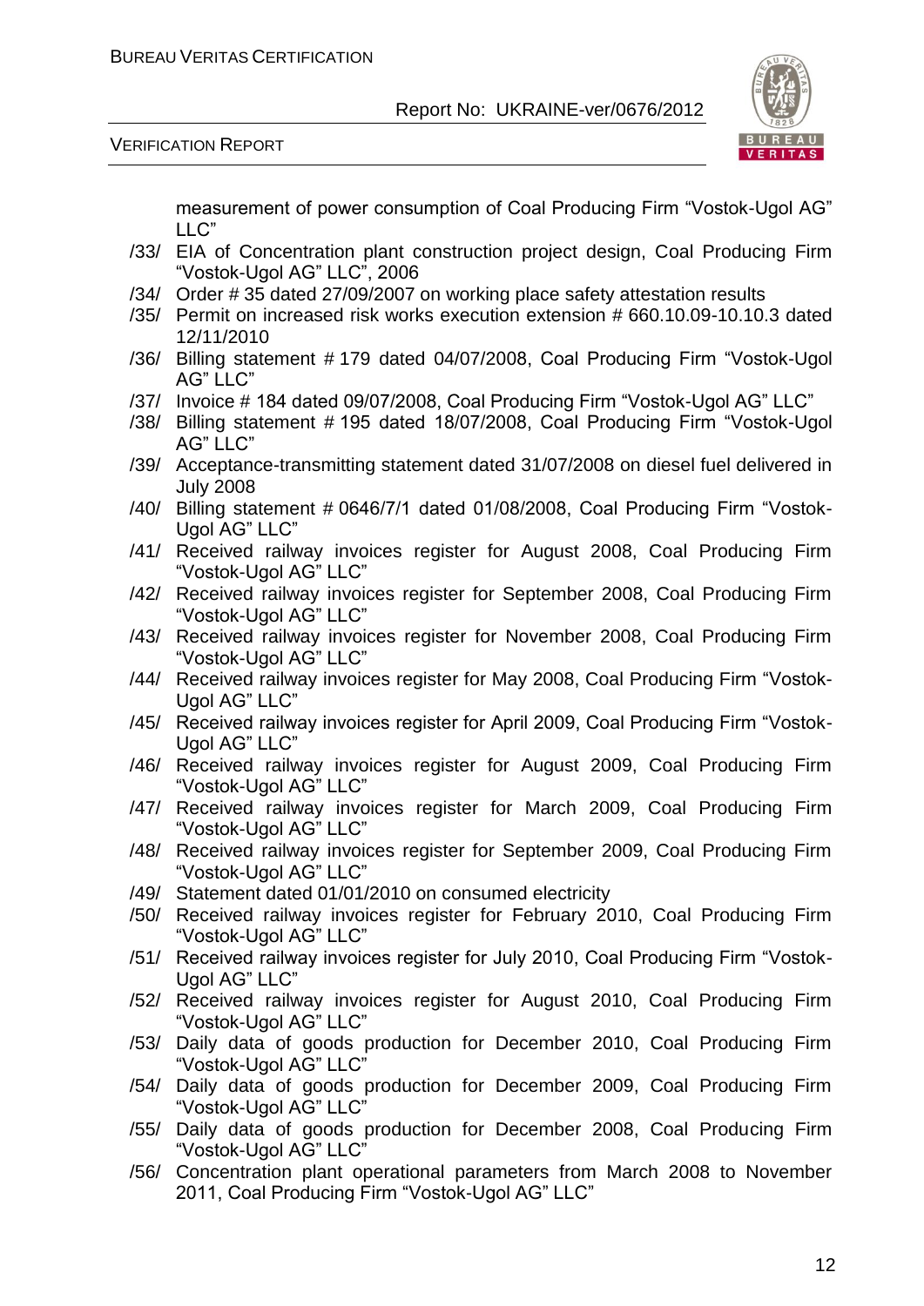measurement of power consumption of Coal Producing Firm "Vostok-Ugol AG" LLC"

/33/ EIA of Concentration plant construction project design, Coal Producing Firm "Vostok-Ugol AG" LLC", 2006

/34/ Order # 35 dated 27/09/2007 on working place safety attestation results

/35/ Permit on increased risk works execution extension # 660.10.09-10.10.3 dated 12/11/2010

/36/ Billing statement # 179 dated 04/07/2008, Coal Producing Firm "Vostok-Ugol AG" LLC"

/37/ Invoice # 184 dated 09/07/2008, Coal Producing Firm "Vostok-Ugol AG" LLC"

/38/ Billing statement # 195 dated 18/07/2008, Coal Producing Firm "Vostok-Ugol AG" LLC"

/39/ Acceptance-transmitting statement dated 31/07/2008 on diesel fuel delivered in July 2008

/40/ Billing statement # 0646/7/1 dated 01/08/2008, Coal Producing Firm "Vostok-Ugol AG" LLC"

/41/ Received railway invoices register for August 2008, Coal Producing Firm "Vostok-Ugol AG" LLC"

/42/ Received railway invoices register for September 2008, Coal Producing Firm "Vostok-Ugol AG" LLC"

/43/ Received railway invoices register for November 2008, Coal Producing Firm "Vostok-Ugol AG" LLC"

/44/ Received railway invoices register for May 2008, Coal Producing Firm "Vostok-Ugol AG" LLC"

/45/ Received railway invoices register for April 2009, Coal Producing Firm "Vostok-Ugol AG" LLC"

/46/ Received railway invoices register for August 2009, Coal Producing Firm "Vostok-Ugol AG" LLC"

/47/ Received railway invoices register for March 2009, Coal Producing Firm "Vostok-Ugol AG" LLC"

/48/ Received railway invoices register for September 2009, Coal Producing Firm "Vostok-Ugol AG" LLC"

/49/ Statement dated 01/01/2010 on consumed electricity

/50/ Received railway invoices register for February 2010, Coal Producing Firm "Vostok-Ugol AG" LLC"

/51/ Received railway invoices register for July 2010, Coal Producing Firm "Vostok-Ugol AG" LLC"

/52/ Received railway invoices register for August 2010, Coal Producing Firm "Vostok-Ugol AG" LLC"

/53/ Daily data of goods production for December 2010, Coal Producing Firm "Vostok-Ugol AG" LLC"

/54/ Daily data of goods production for December 2009, Coal Producing Firm "Vostok-Ugol AG" LLC"

/55/ Daily data of goods production for December 2008, Coal Producing Firm "Vostok-Ugol AG" LLC"

/56/ Concentration plant operational parameters from March 2008 to November 2011, Coal Producing Firm "Vostok-Ugol AG" LLC"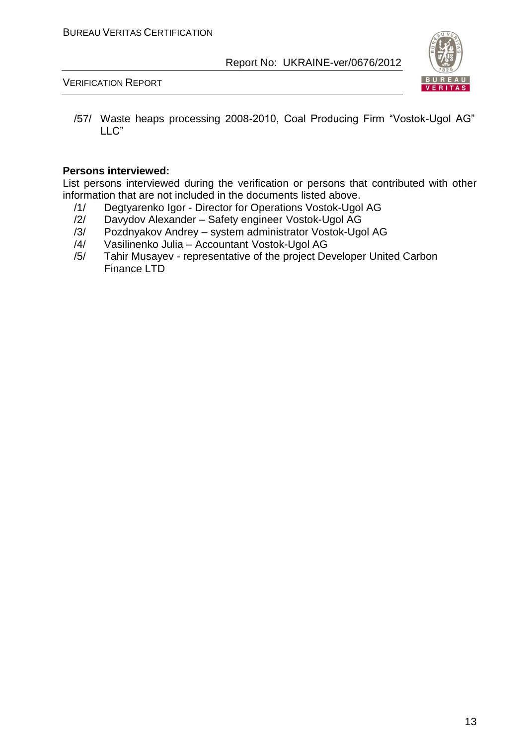/57/ Waste heaps processing 2008-2010, Coal Producing Firm "Vostok-Ugol AG" LLC"

**Persons interviewed:**

List persons interviewed during the verification or persons that contributed with other information that are not included in the documents listed above.

/1/ Degtyarenko Igor - Director for Operations Vostok-Ugol AG

/2/ Davydov Alexander – Safety engineer Vostok-Ugol AG

/3/ Pozdnyakov Andrey – system administrator Vostok-Ugol AG

/4/ Vasilinenko Julia – Accountant Vostok-Ugol AG

/5/ Tahir Musayev - representative of the project Developer United Carbon Finance LTD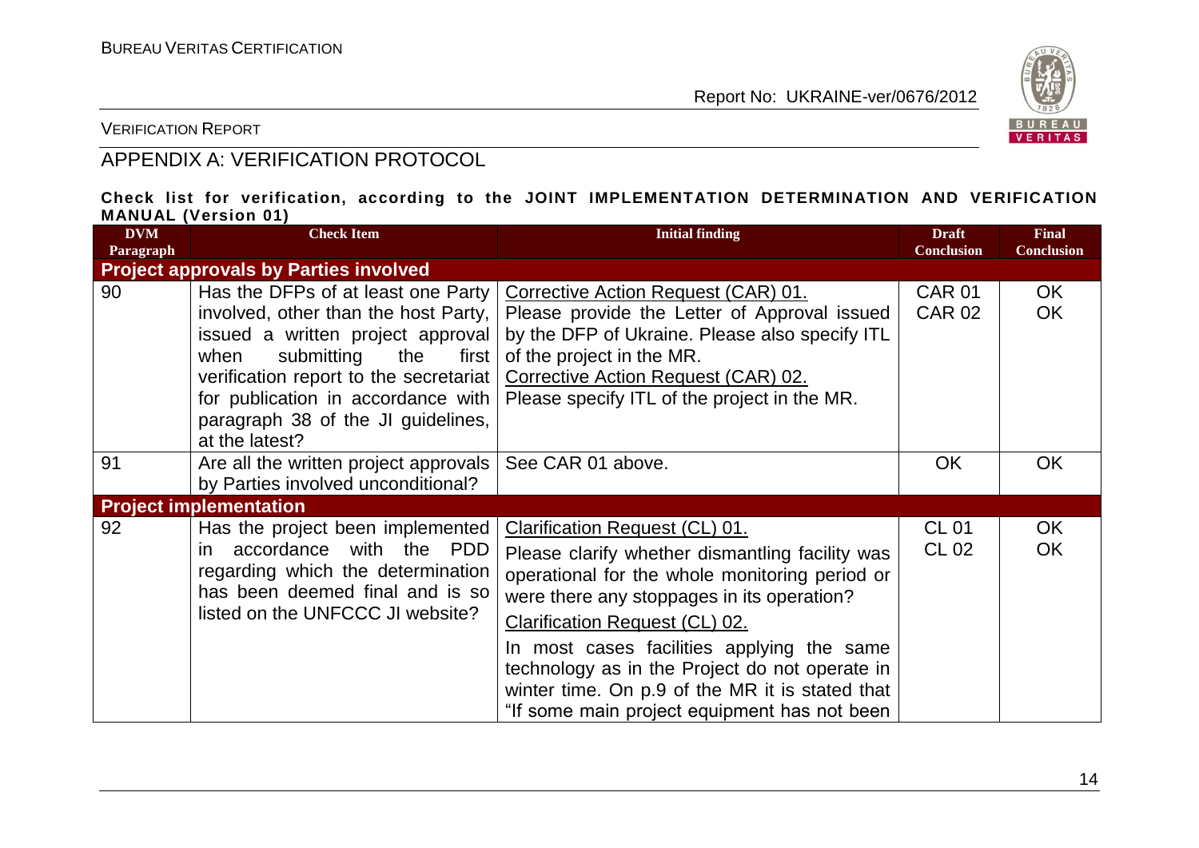## APPENDIX A: VERIFICATION PROTOCOL

**Check list for verification, according to the JOINT IMPLEMENTATION DETERMINATION AND VERIFICATION MANUAL (Version 01)**

| DVM Paragraph | Check Item | Initial finding | Draft Conclusion | Final Conclusion |
|---|---|---|---|---|
| **Project approvals by Parties involved** | | | | |
| 90 | Has the DFPs of at least one Party involved, other than the host Party, issued a written project approval when submitting the first verification report to the secretariat for publication in accordance with paragraph 38 of the JI guidelines, at the latest? | Corrective Action Request (CAR) 01.<br>Please provide the Letter of Approval issued by the DFP of Ukraine. Please also specify ITL of the project in the MR.<br>Corrective Action Request (CAR) 02.<br>Please specify ITL of the project in the MR. | CAR 01<br>CAR 02 | OK<br>OK |
| 91 | Are all the written project approvals by Parties involved unconditional? | See CAR 01 above. | OK | OK |
| **Project implementation** | | | | |
| 92 | Has the project been implemented in accordance with the PDD regarding which the determination has been deemed final and is so listed on the UNFCCC JI website? | Clarification Request (CL) 01.<br>Please clarify whether dismantling facility was operational for the whole monitoring period or were there any stoppages in its operation?<br>Clarification Request (CL) 02.<br>In most cases facilities applying the same technology as in the Project do not operate in winter time. On p.9 of the MR it is stated that "If some main project equipment has not been | CL 01<br>CL 02 | OK<br>OK |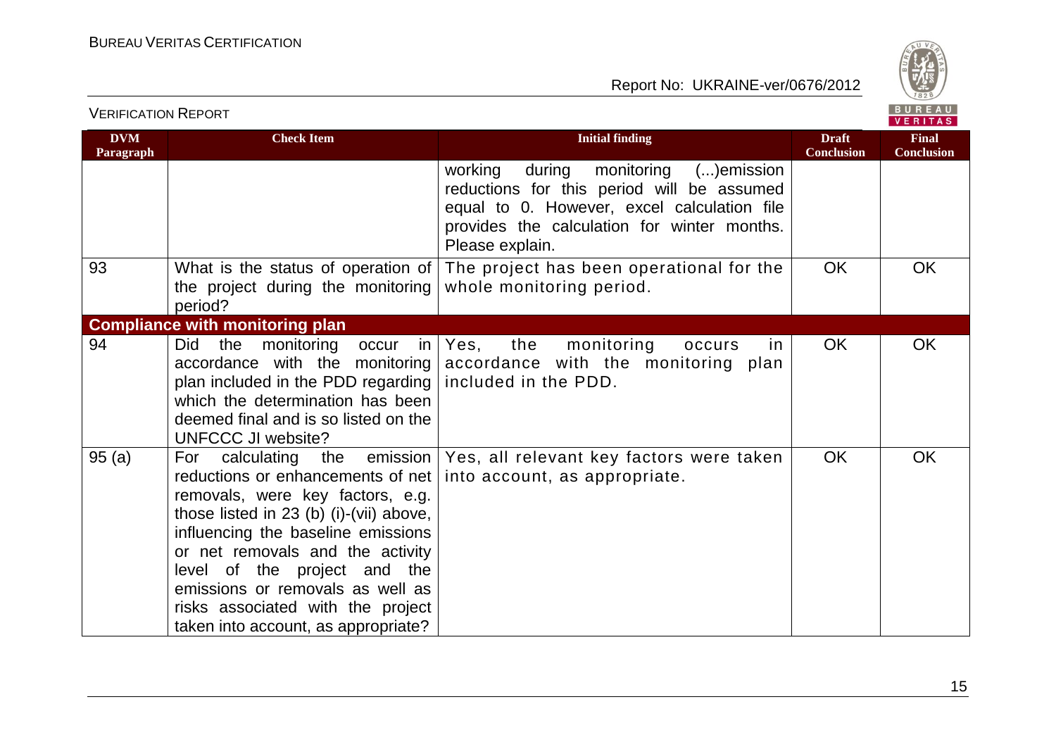| DVM Paragraph | Check Item | Initial finding | Draft Conclusion | Final Conclusion |
|---|---|---|---|---|
| | | working during monitoring (...)emission reductions for this period will be assumed equal to 0. However, excel calculation file provides the calculation for winter months. Please explain. | | |
| 93 | What is the status of operation of the project during the monitoring period? | The project has been operational for the whole monitoring period. | OK | OK |
| **Compliance with monitoring plan** | | | | |
| 94 | Did the monitoring occur in accordance with the monitoring plan included in the PDD regarding which the determination has been deemed final and is so listed on the UNFCCC JI website? | Yes, the monitoring occurs in accordance with the monitoring plan included in the PDD. | OK | OK |
| 95 (a) | For calculating the emission reductions or enhancements of net removals, were key factors, e.g. those listed in 23 (b) (i)-(vii) above, influencing the baseline emissions or net removals and the activity level of the project and the emissions or removals as well as risks associated with the project taken into account, as appropriate? | Yes, all relevant key factors were taken into account, as appropriate. | OK | OK |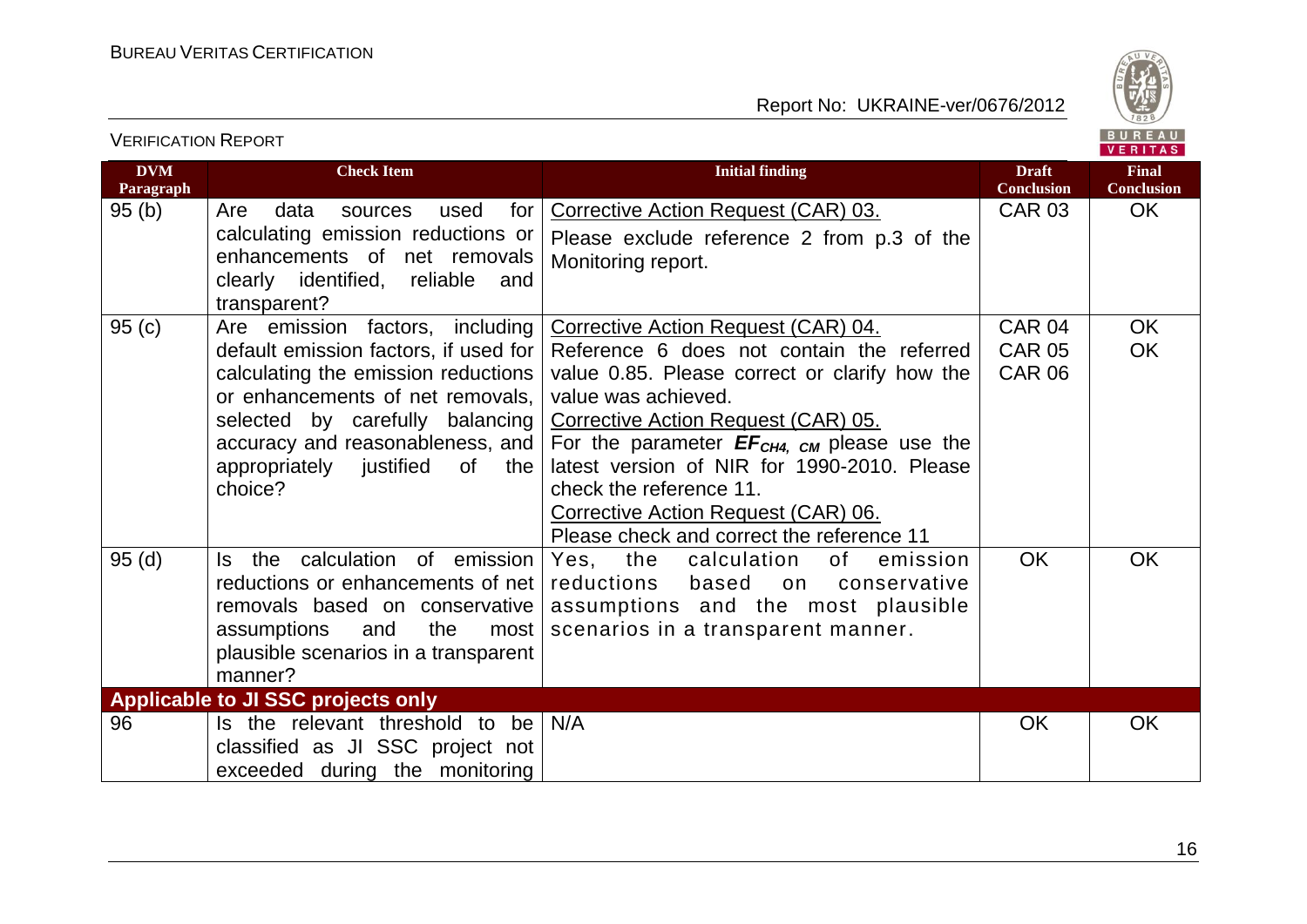| DVM Paragraph | Check Item | Initial finding | Draft Conclusion | Final Conclusion |
|---|---|---|---|---|
| 95 (b) | Are data sources used for calculating emission reductions or enhancements of net removals clearly identified, reliable and transparent? | Corrective Action Request (CAR) 03. Please exclude reference 2 from p.3 of the Monitoring report. | CAR 03 | OK |
| 95 (c) | Are emission factors, including default emission factors, if used for calculating the emission reductions or enhancements of net removals, selected by carefully balancing accuracy and reasonableness, and appropriately justified of the choice? | Corrective Action Request (CAR) 04. Reference 6 does not contain the referred value 0.85. Please correct or clarify how the value was achieved. Corrective Action Request (CAR) 05. For the parameter $EF_{CH4,\ CM}$ please use the latest version of NIR for 1990-2010. Please check the reference 11. Corrective Action Request (CAR) 06. Please check and correct the reference 11 | CAR 04 CAR 05 CAR 06 | OK OK |
| 95 (d) | Is the calculation of emission reductions or enhancements of net removals based on conservative assumptions and the most plausible scenarios in a transparent manner? | Yes, the calculation of emission reductions based on conservative assumptions and the most plausible scenarios in a transparent manner. | OK | OK |
| **Applicable to JI SSC projects only** | | | | |
| 96 | Is the relevant threshold to be classified as JI SSC project not exceeded during the monitoring | N/A | OK | OK |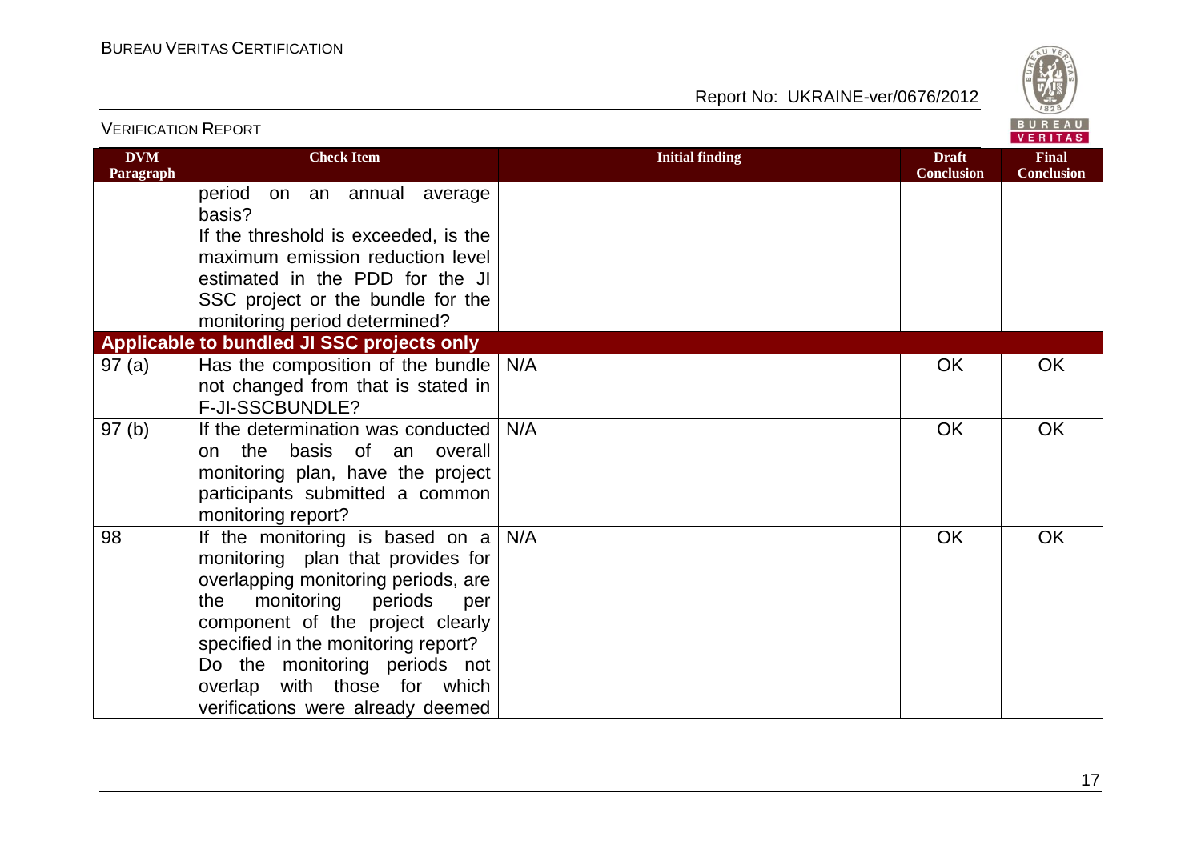| DVM Paragraph | Check Item | Initial finding | Draft Conclusion | Final Conclusion |
|---|---|---|---|---|
| | period on an annual average basis?<br>If the threshold is exceeded, is the maximum emission reduction level estimated in the PDD for the JI SSC project or the bundle for the monitoring period determined? | | | |
| **Applicable to bundled JI SSC projects only** | | | | |
| 97 (a) | Has the composition of the bundle not changed from that is stated in F-JI-SSCBUNDLE? | N/A | OK | OK |
| 97 (b) | If the determination was conducted on the basis of an overall monitoring plan, have the project participants submitted a common monitoring report? | N/A | OK | OK |
| 98 | If the monitoring is based on a monitoring plan that provides for overlapping monitoring periods, are the monitoring periods per component of the project clearly specified in the monitoring report?<br>Do the monitoring periods not overlap with those for which verifications were already deemed | N/A | OK | OK |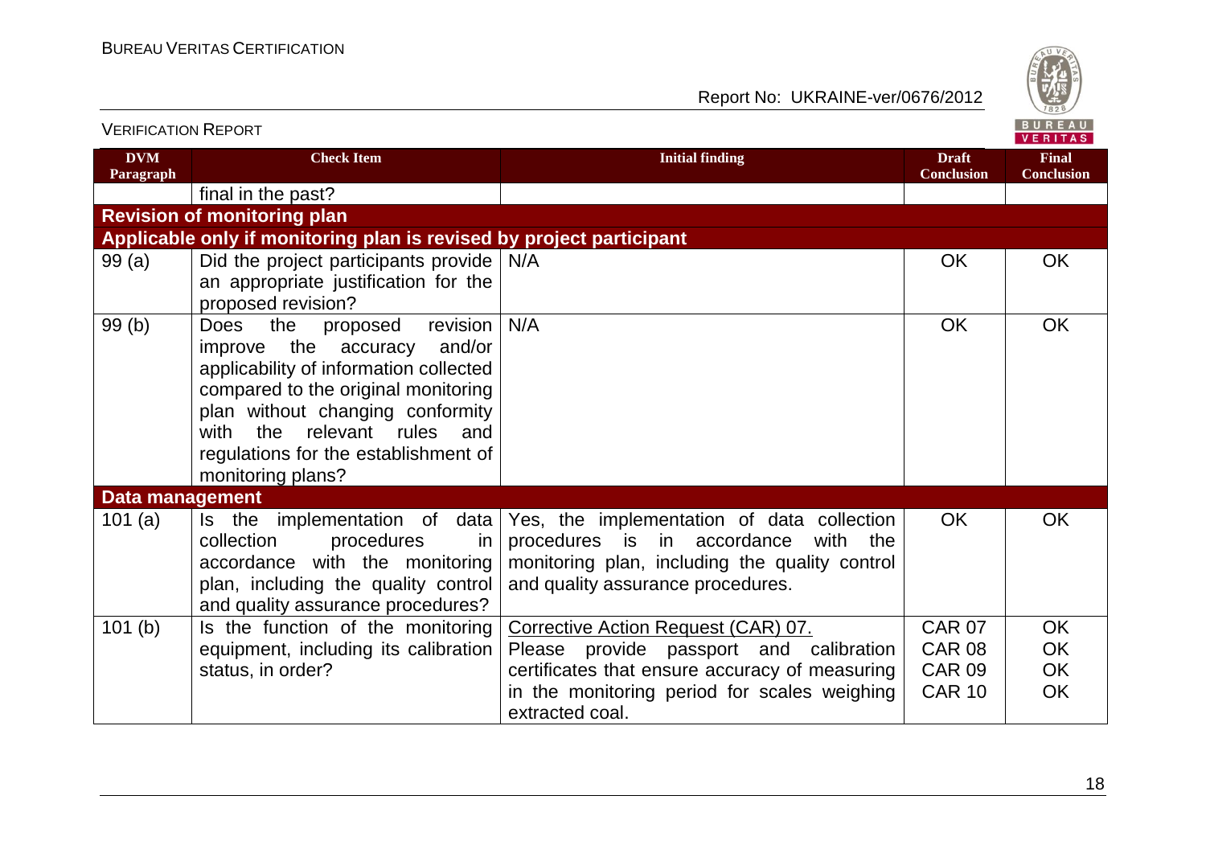| DVM Paragraph | Check Item | Initial finding | Draft Conclusion | Final Conclusion |
|---|---|---|---|---|
| | final in the past? | | | |
| **Revision of monitoring plan** | | | | |
| **Applicable only if monitoring plan is revised by project participant** | | | | |
| 99 (a) | Did the project participants provide an appropriate justification for the proposed revision? | N/A | OK | OK |
| 99 (b) | Does the proposed revision improve the accuracy and/or applicability of information collected compared to the original monitoring plan without changing conformity with the relevant rules and regulations for the establishment of monitoring plans? | N/A | OK | OK |
| **Data management** | | | | |
| 101 (a) | Is the implementation of data collection procedures in accordance with the monitoring plan, including the quality control and quality assurance procedures? | Yes, the implementation of data collection procedures is in accordance with the monitoring plan, including the quality control and quality assurance procedures. | OK | OK |
| 101 (b) | Is the function of the monitoring equipment, including its calibration status, in order? | Corrective Action Request (CAR) 07.<br>Please provide passport and calibration certificates that ensure accuracy of measuring in the monitoring period for scales weighing extracted coal. | CAR 07<br>CAR 08<br>CAR 09<br>CAR 10 | OK<br>OK<br>OK<br>OK |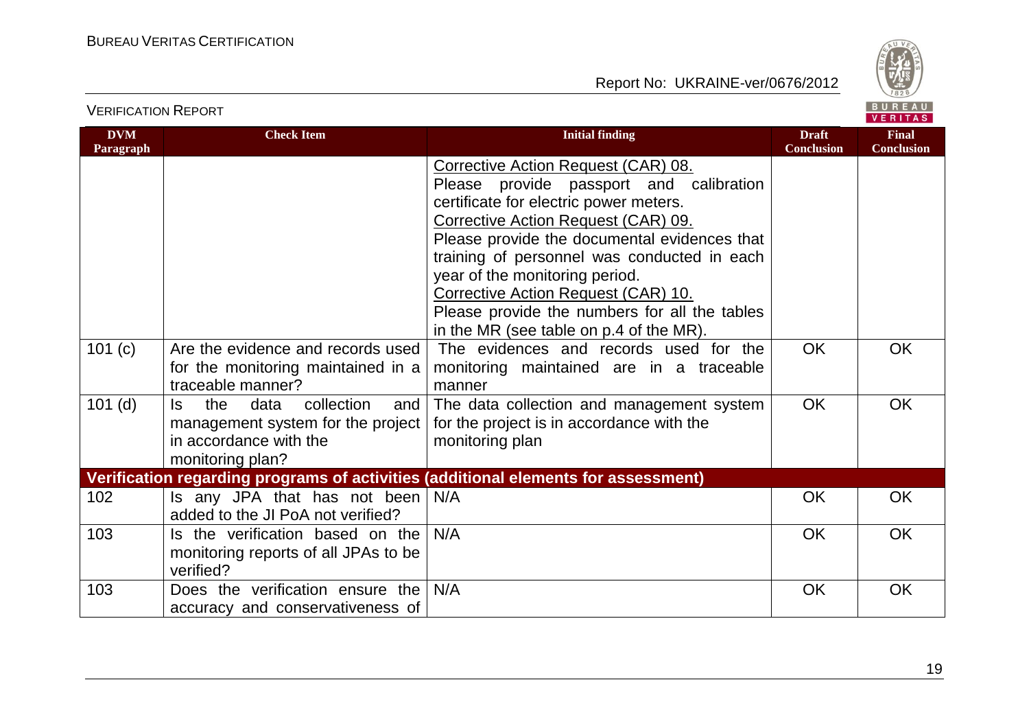| DVM Paragraph | Check Item | Initial finding | Draft Conclusion | Final Conclusion |
|---|---|---|---|---|
| | | Corrective Action Request (CAR) 08.<br>Please provide passport and calibration certificate for electric power meters.<br>Corrective Action Request (CAR) 09.<br>Please provide the documental evidences that training of personnel was conducted in each year of the monitoring period.<br>Corrective Action Request (CAR) 10.<br>Please provide the numbers for all the tables in the MR (see table on p.4 of the MR). | | |
| 101 (c) | Are the evidence and records used for the monitoring maintained in a traceable manner? | The evidences and records used for the monitoring maintained are in a traceable manner | OK | OK |
| 101 (d) | Is the data collection and management system for the project in accordance with the monitoring plan? | The data collection and management system for the project is in accordance with the monitoring plan | OK | OK |
| **Verification regarding programs of activities (additional elements for assessment)** | | | | |
| 102 | Is any JPA that has not been added to the JI PoA not verified? | N/A | OK | OK |
| 103 | Is the verification based on the monitoring reports of all JPAs to be verified? | N/A | OK | OK |
| 103 | Does the verification ensure the accuracy and conservativeness of | N/A | OK | OK |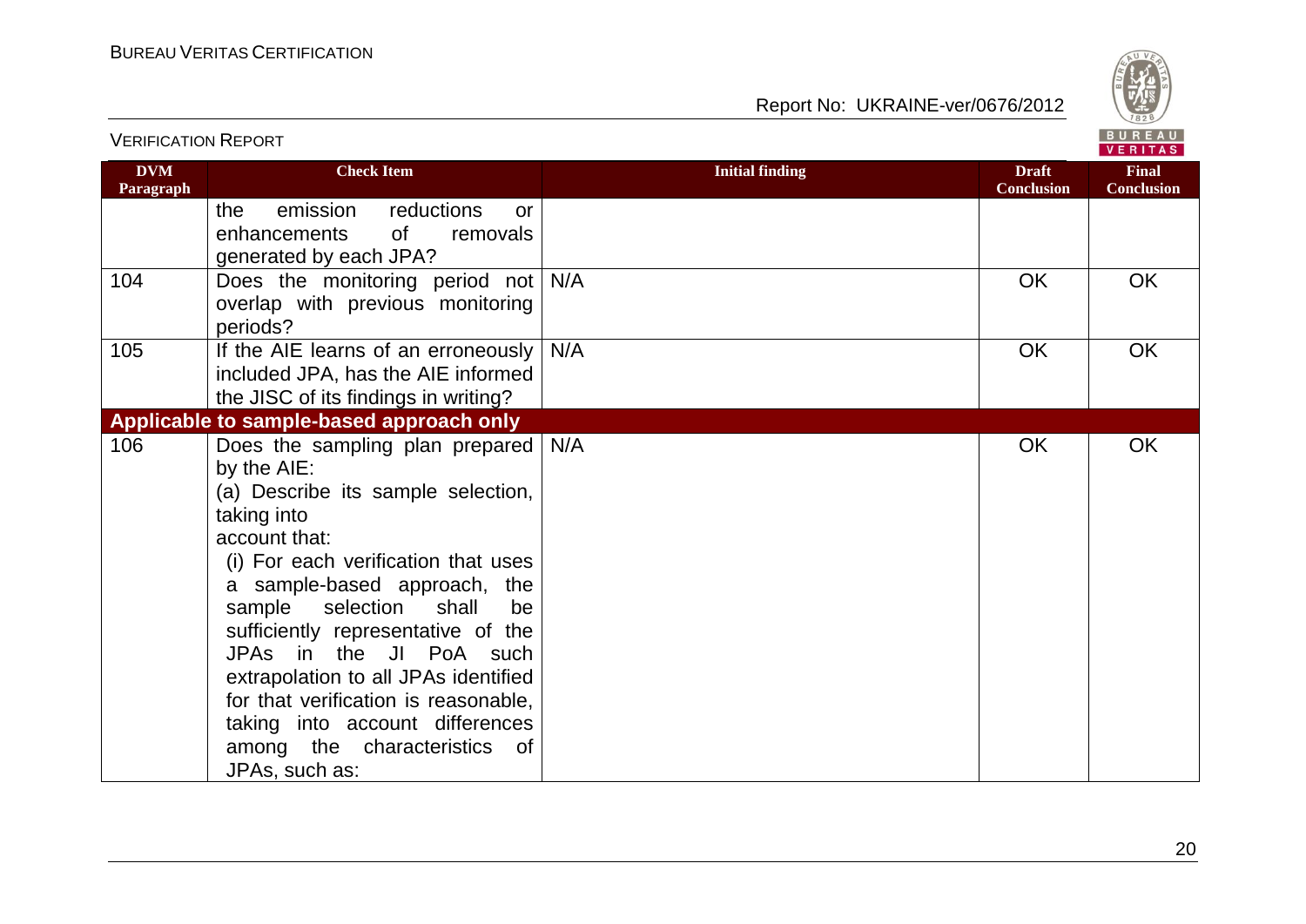| DVM Paragraph | Check Item | Initial finding | Draft Conclusion | Final Conclusion |
|---|---|---|---|---|
| | the emission reductions or enhancements of removals generated by each JPA? | | | |
| 104 | Does the monitoring period not overlap with previous monitoring periods? | N/A | OK | OK |
| 105 | If the AIE learns of an erroneously included JPA, has the AIE informed the JISC of its findings in writing? | N/A | OK | OK |
| **Applicable to sample-based approach only** | | | | |
| 106 | Does the sampling plan prepared by the AIE:<br>(a) Describe its sample selection, taking into account that:<br>(i) For each verification that uses a sample-based approach, the sample selection shall be sufficiently representative of the JPAs in the JI PoA such extrapolation to all JPAs identified for that verification is reasonable, taking into account differences among the characteristics of JPAs, such as: | N/A | OK | OK |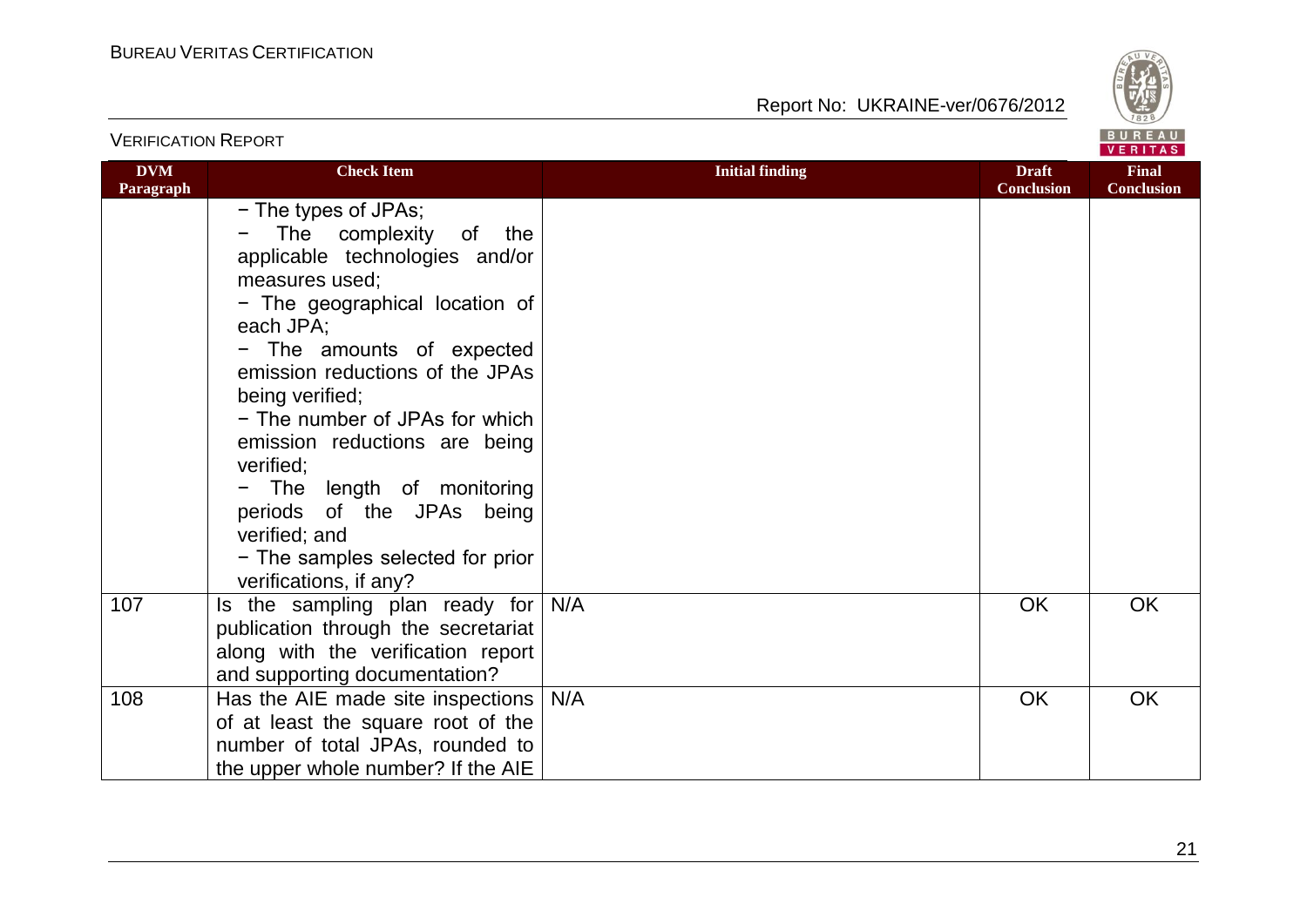| DVM Paragraph | Check Item | Initial finding | Draft Conclusion | Final Conclusion |
|---|---|---|---|---|
| | − The types of JPAs;<br>− The complexity of the applicable technologies and/or measures used;<br>− The geographical location of each JPA;<br>− The amounts of expected emission reductions of the JPAs being verified;<br>− The number of JPAs for which emission reductions are being verified;<br>− The length of monitoring periods of the JPAs being verified; and<br>− The samples selected for prior verifications, if any? | | | |
| 107 | Is the sampling plan ready for publication through the secretariat along with the verification report and supporting documentation? | N/A | OK | OK |
| 108 | Has the AIE made site inspections of at least the square root of the number of total JPAs, rounded to the upper whole number? If the AIE | N/A | OK | OK |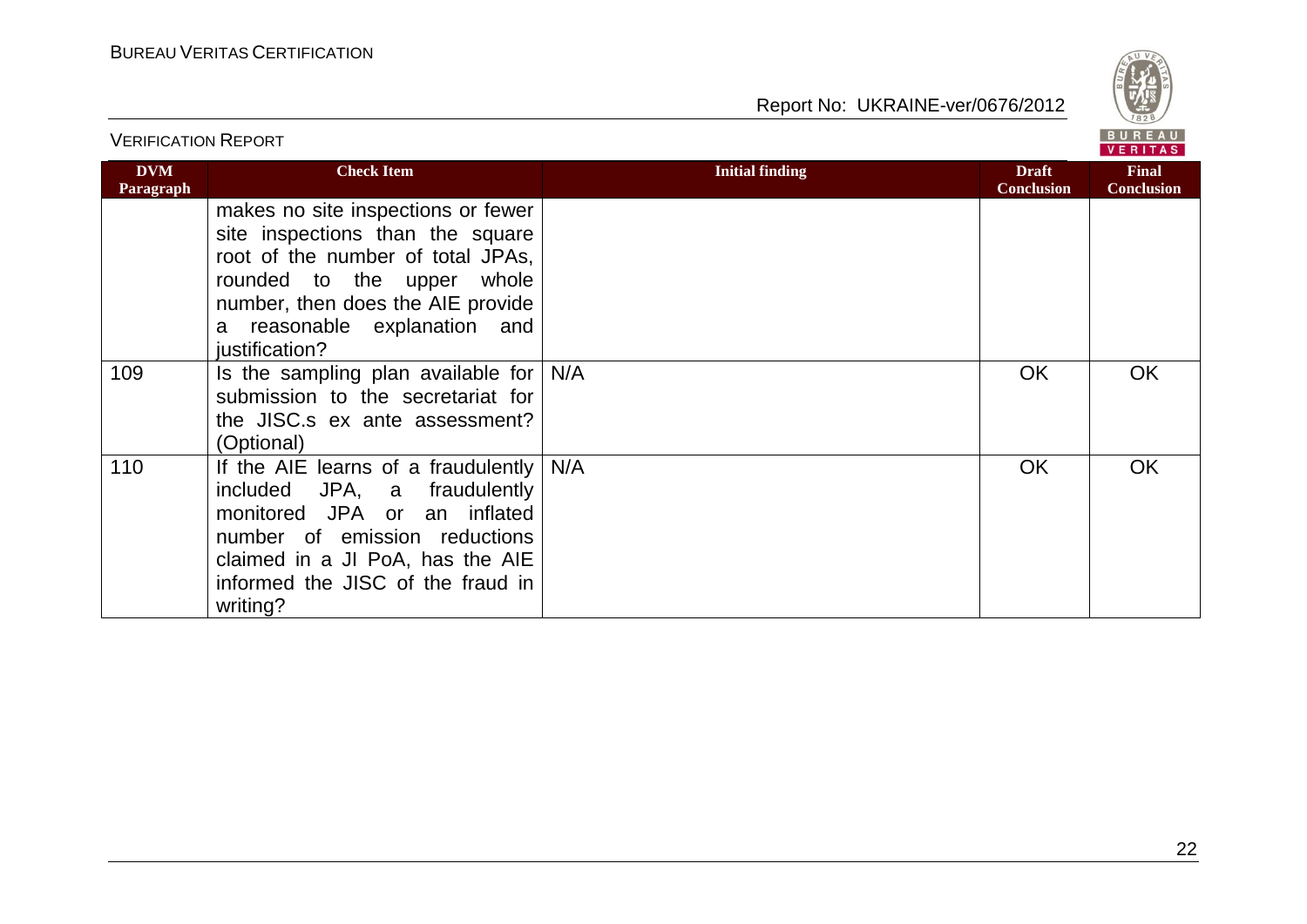| DVM Paragraph | Check Item | Initial finding | Draft Conclusion | Final Conclusion |
|---|---|---|---|---|
| | makes no site inspections or fewer site inspections than the square root of the number of total JPAs, rounded to the upper whole number, then does the AIE provide a reasonable explanation and justification? | | | |
| 109 | Is the sampling plan available for submission to the secretariat for the JISC.s ex ante assessment? (Optional) | N/A | OK | OK |
| 110 | If the AIE learns of a fraudulently included JPA, a fraudulently monitored JPA or an inflated number of emission reductions claimed in a JI PoA, has the AIE informed the JISC of the fraud in writing? | N/A | OK | OK |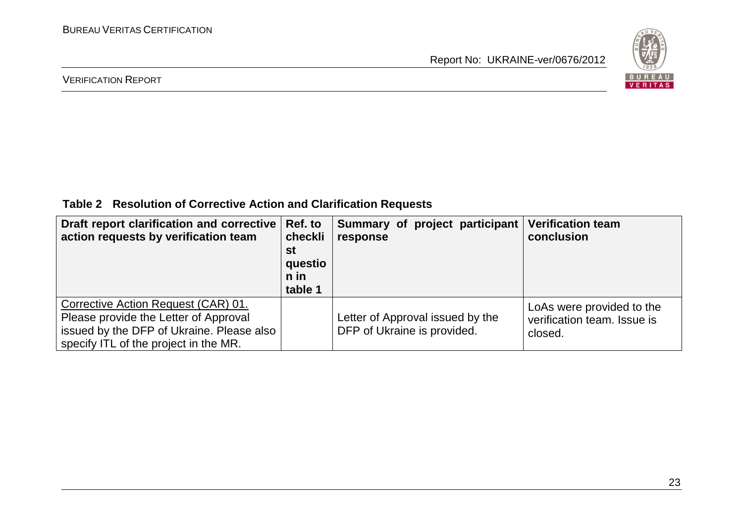**Table 2 Resolution of Corrective Action and Clarification Requests**

| Draft report clarification and corrective action requests by verification team | Ref. to checklist question in table 1 | Summary of project participant response | Verification team conclusion |
|---|---|---|---|
| Corrective Action Request (CAR) 01. Please provide the Letter of Approval issued by the DFP of Ukraine. Please also specify ITL of the project in the MR. | | Letter of Approval issued by the DFP of Ukraine is provided. | LoAs were provided to the verification team. Issue is closed. |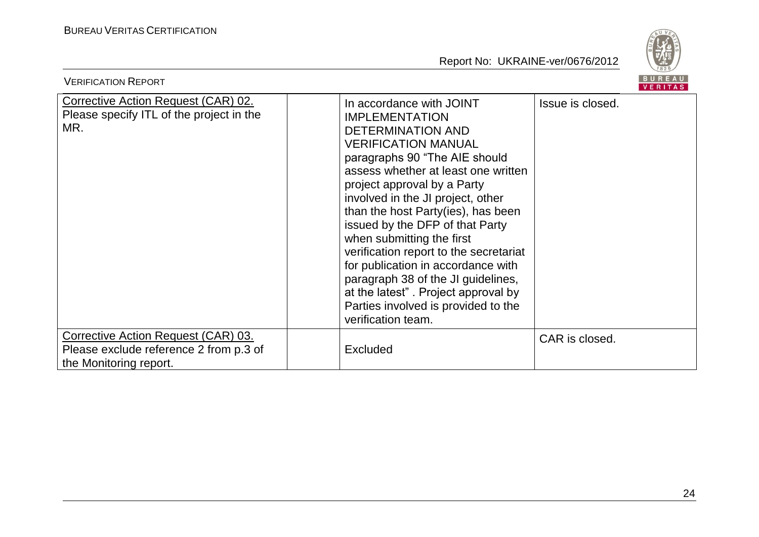| | | | |
|---|---|---|---|
| Corrective Action Request (CAR) 02. Please specify ITL of the project in the MR. | | In accordance with JOINT IMPLEMENTATION DETERMINATION AND VERIFICATION MANUAL paragraphs 90 "The AIE should assess whether at least one written project approval by a Party involved in the JI project, other than the host Party(ies), has been issued by the DFP of that Party when submitting the first verification report to the secretariat for publication in accordance with paragraph 38 of the JI guidelines, at the latest" . Project approval by Parties involved is provided to the verification team. | Issue is closed. |
| Corrective Action Request (CAR) 03. Please exclude reference 2 from p.3 of the Monitoring report. | | Excluded | CAR is closed. |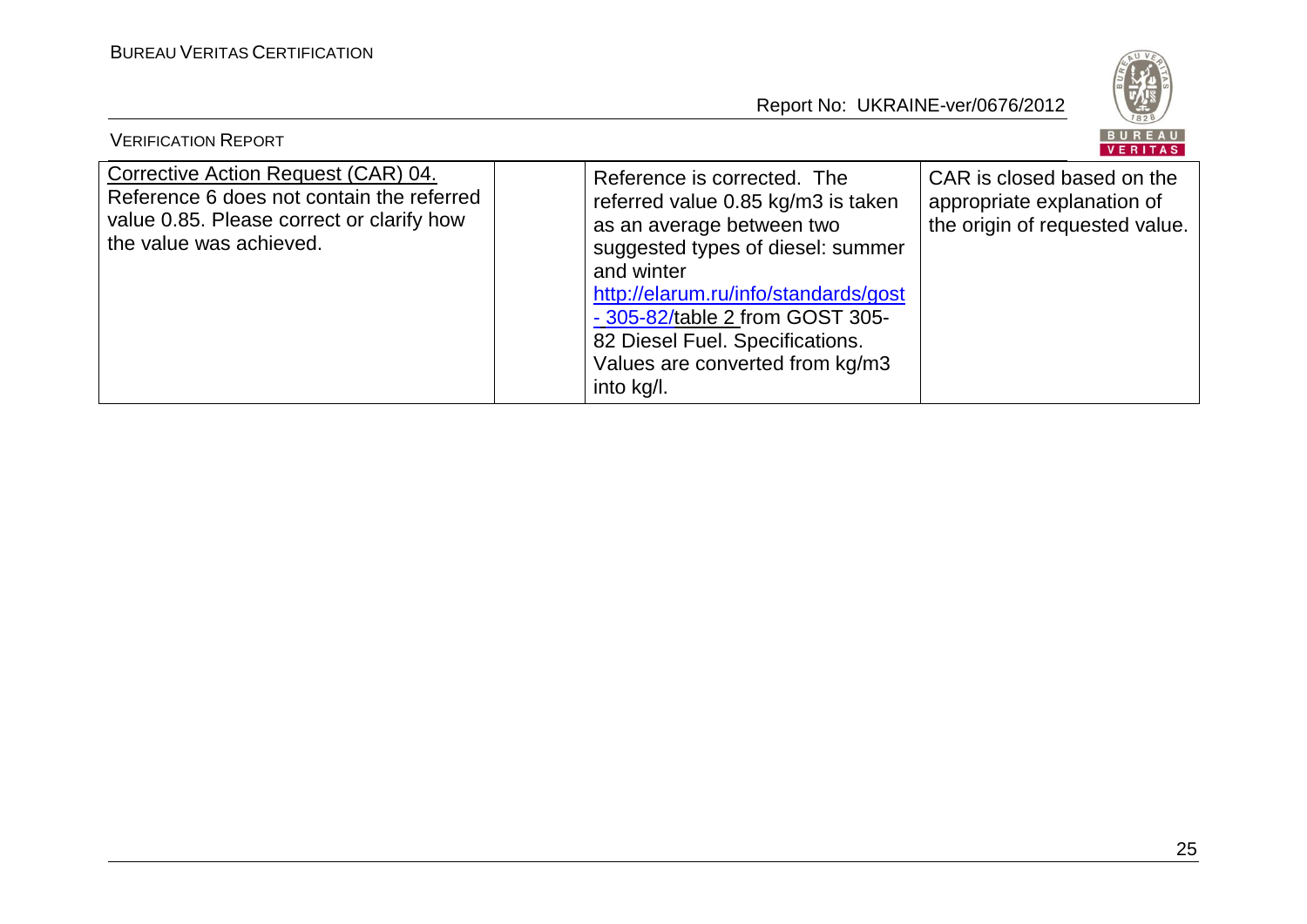| Corrective Action Request (CAR) 04. Reference 6 does not contain the referred value 0.85. Please correct or clarify how the value was achieved. | | Reference is corrected. The referred value 0.85 kg/m3 is taken as an average between two suggested types of diesel: summer and winter http://elarum.ru/info/standards/gost - 305-82/table 2 from GOST 305-82 Diesel Fuel. Specifications. Values are converted from kg/m3 into kg/l. | CAR is closed based on the appropriate explanation of the origin of requested value. |
|---|---|---|---|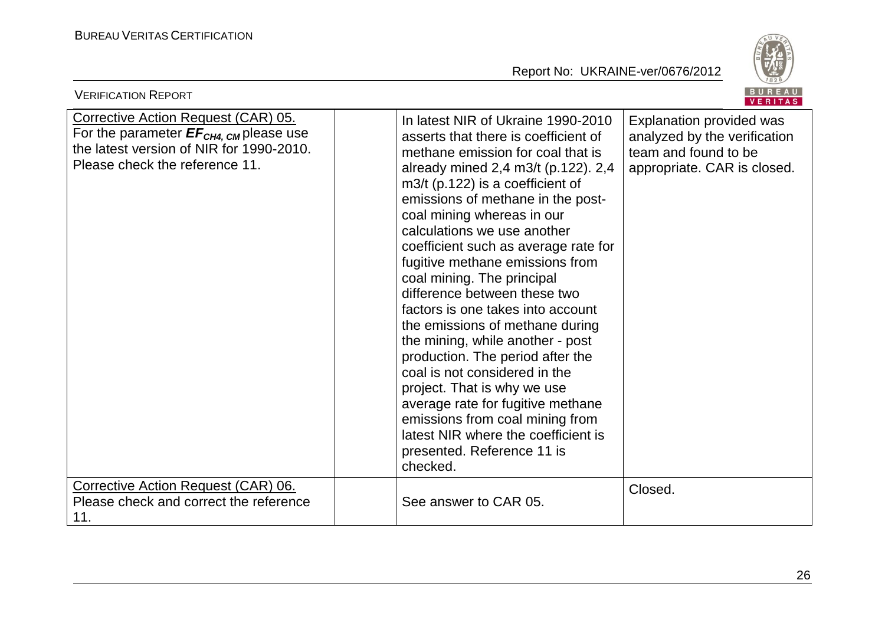| Corrective Action Request (CAR) 05. For the parameter $EF_{CH4, CM}$ please use the latest version of NIR for 1990-2010. Please check the reference 11. | | In latest NIR of Ukraine 1990-2010 asserts that there is coefficient of methane emission for coal that is already mined 2,4 m3/t (p.122). 2,4 m3/t (p.122) is a coefficient of emissions of methane in the post-coal mining whereas in our calculations we use another coefficient such as average rate for fugitive methane emissions from coal mining. The principal difference between these two factors is one takes into account the emissions of methane during the mining, while another - post production. The period after the coal is not considered in the project. That is why we use average rate for fugitive methane emissions from coal mining from latest NIR where the coefficient is presented. Reference 11 is checked. | Explanation provided was analyzed by the verification team and found to be appropriate. CAR is closed. |
|---|---|---|---|
| Corrective Action Request (CAR) 06. Please check and correct the reference 11. | | See answer to CAR 05. | Closed. |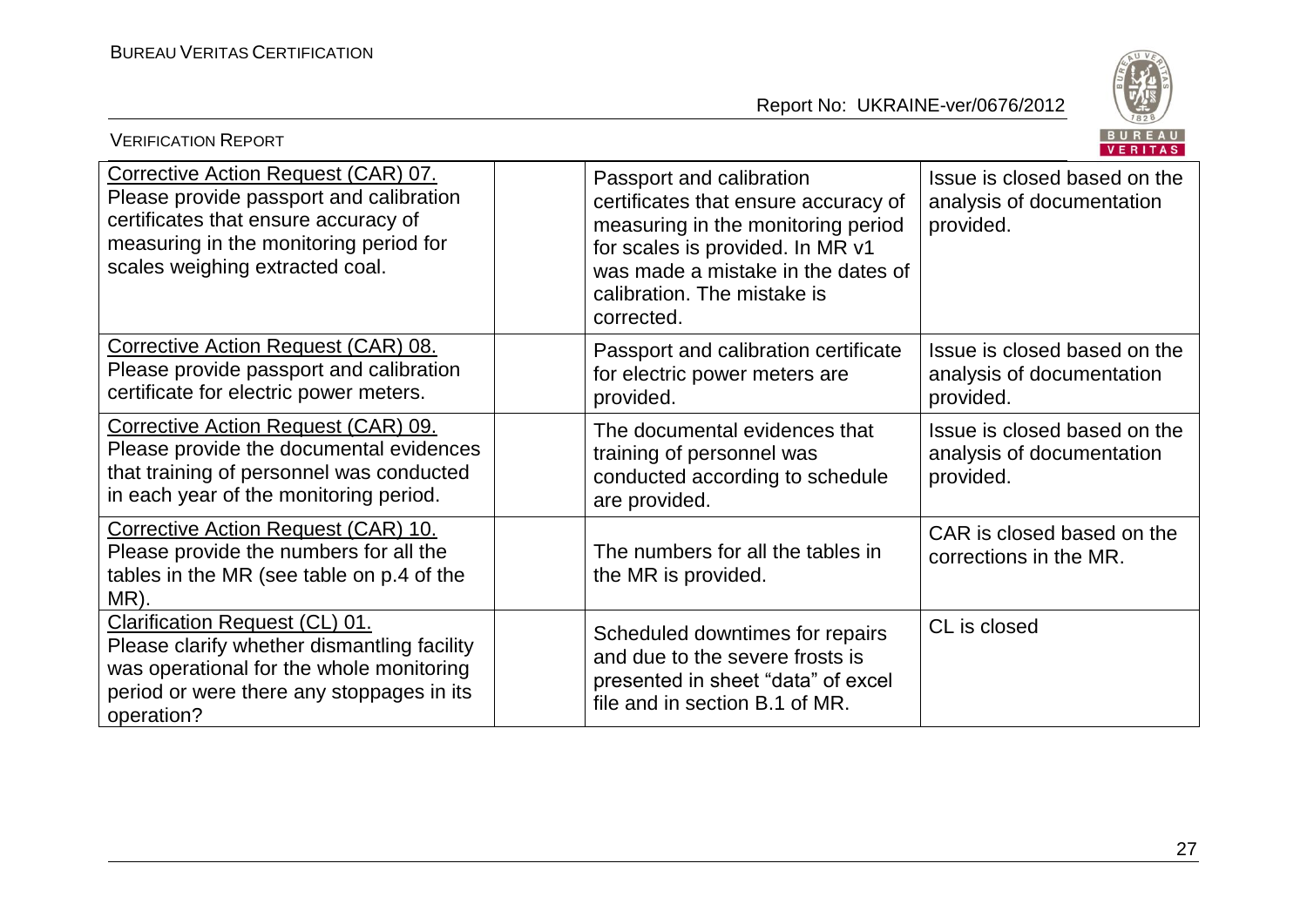| Corrective Action Request (CAR) 07. Please provide passport and calibration certificates that ensure accuracy of measuring in the monitoring period for scales weighing extracted coal. | | Passport and calibration certificates that ensure accuracy of measuring in the monitoring period for scales is provided. In MR v1 was made a mistake in the dates of calibration. The mistake is corrected. | Issue is closed based on the analysis of documentation provided. |
|---|---|---|---|
| Corrective Action Request (CAR) 08. Please provide passport and calibration certificate for electric power meters. | | Passport and calibration certificate for electric power meters are provided. | Issue is closed based on the analysis of documentation provided. |
| Corrective Action Request (CAR) 09. Please provide the documental evidences that training of personnel was conducted in each year of the monitoring period. | | The documental evidences that training of personnel was conducted according to schedule are provided. | Issue is closed based on the analysis of documentation provided. |
| Corrective Action Request (CAR) 10. Please provide the numbers for all the tables in the MR (see table on p.4 of the MR). | | The numbers for all the tables in the MR is provided. | CAR is closed based on the corrections in the MR. |
| Clarification Request (CL) 01. Please clarify whether dismantling facility was operational for the whole monitoring period or were there any stoppages in its operation? | | Scheduled downtimes for repairs and due to the severe frosts is presented in sheet "data" of excel file and in section B.1 of MR. | CL is closed |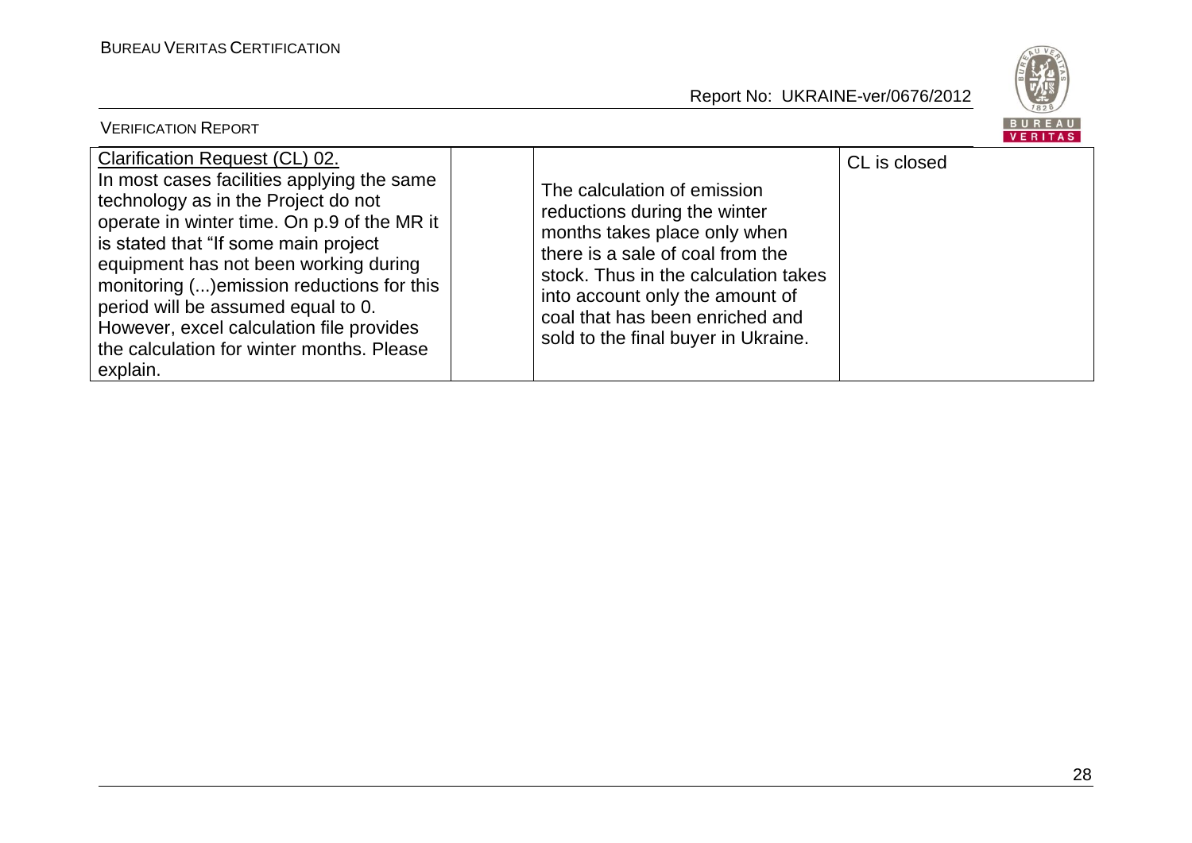| | | | |
|---|---|---|---|
| Clarification Request (CL) 02.<br>In most cases facilities applying the same technology as in the Project do not operate in winter time. On p.9 of the MR it is stated that "If some main project equipment has not been working during monitoring (...)emission reductions for this period will be assumed equal to 0. However, excel calculation file provides the calculation for winter months. Please explain. | | The calculation of emission reductions during the winter months takes place only when there is a sale of coal from the stock. Thus in the calculation takes into account only the amount of coal that has been enriched and sold to the final buyer in Ukraine. | CL is closed |